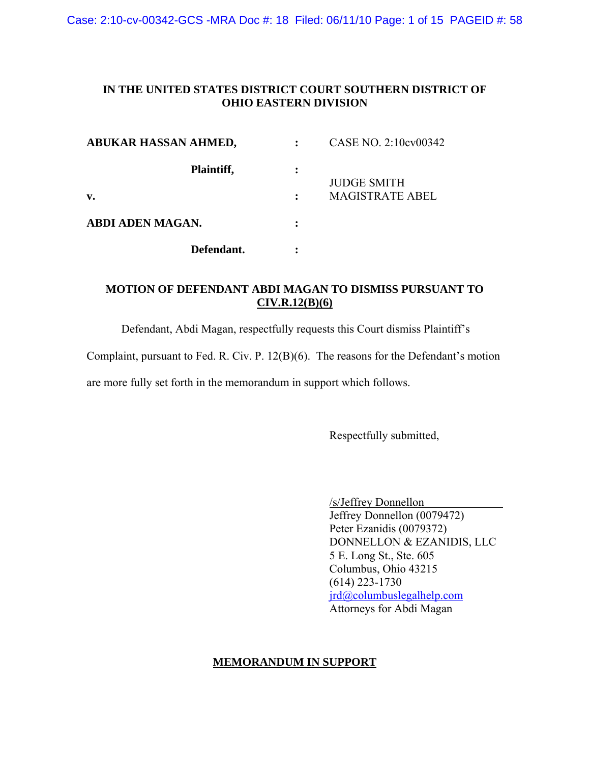**IN THE UNITED STATES DISTRICT COURT SOUTHERN DISTRICT OF OHIO EASTERN DIVISION**

| | | |
|---|---|---|
| **ABUKAR HASSAN AHMED,** | : | CASE NO. 2:10cv00342 |
| **Plaintiff,** | : | |
| **v.** | : | JUDGE SMITH<br>MAGISTRATE ABEL |
| **ABDI ADEN MAGAN.** | : | |
| **Defendant.** | : | |

**MOTION OF DEFENDANT ABDI MAGAN TO DISMISS PURSUANT TO CIV.R.12(B)(6)**

Defendant, Abdi Magan, respectfully requests this Court dismiss Plaintiff's Complaint, pursuant to Fed. R. Civ. P. 12(B)(6). The reasons for the Defendant's motion are more fully set forth in the memorandum in support which follows.

Respectfully submitted,

/s/Jeffrey Donnellon
Jeffrey Donnellon (0079472)
Peter Ezanidis (0079372)
DONNELLON & EZANIDIS, LLC
5 E. Long St., Ste. 605
Columbus, Ohio 43215
(614) 223-1730
jrd@columbuslegalhelp.com
Attorneys for Abdi Magan

**MEMORANDUM IN SUPPORT**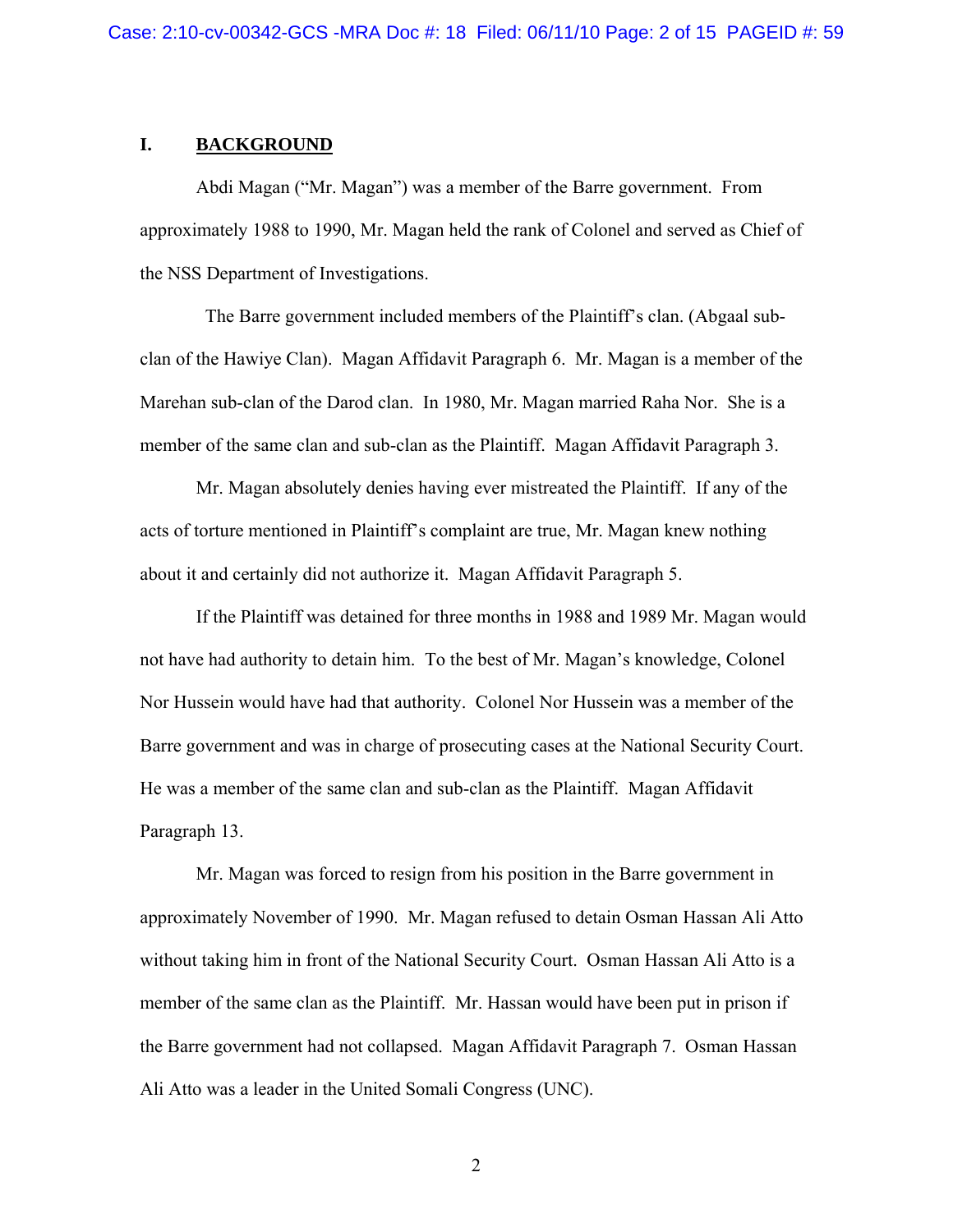## I. **BACKGROUND**

Abdi Magan ("Mr. Magan") was a member of the Barre government. From approximately 1988 to 1990, Mr. Magan held the rank of Colonel and served as Chief of the NSS Department of Investigations.

The Barre government included members of the Plaintiff's clan. (Abgaal sub-clan of the Hawiye Clan). Magan Affidavit Paragraph 6. Mr. Magan is a member of the Marehan sub-clan of the Darod clan. In 1980, Mr. Magan married Raha Nor. She is a member of the same clan and sub-clan as the Plaintiff. Magan Affidavit Paragraph 3.

Mr. Magan absolutely denies having ever mistreated the Plaintiff. If any of the acts of torture mentioned in Plaintiff's complaint are true, Mr. Magan knew nothing about it and certainly did not authorize it. Magan Affidavit Paragraph 5.

If the Plaintiff was detained for three months in 1988 and 1989 Mr. Magan would not have had authority to detain him. To the best of Mr. Magan's knowledge, Colonel Nor Hussein would have had that authority. Colonel Nor Hussein was a member of the Barre government and was in charge of prosecuting cases at the National Security Court. He was a member of the same clan and sub-clan as the Plaintiff. Magan Affidavit Paragraph 13.

Mr. Magan was forced to resign from his position in the Barre government in approximately November of 1990. Mr. Magan refused to detain Osman Hassan Ali Atto without taking him in front of the National Security Court. Osman Hassan Ali Atto is a member of the same clan as the Plaintiff. Mr. Hassan would have been put in prison if the Barre government had not collapsed. Magan Affidavit Paragraph 7. Osman Hassan Ali Atto was a leader in the United Somali Congress (UNC).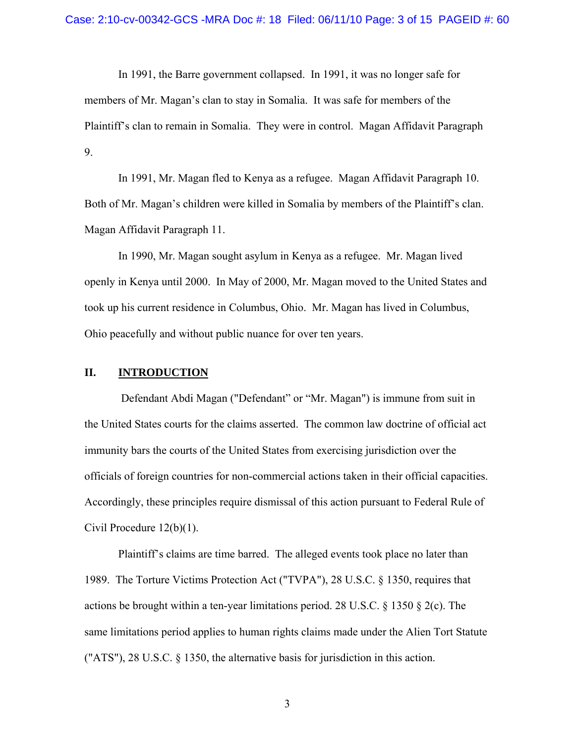In 1991, the Barre government collapsed. In 1991, it was no longer safe for members of Mr. Magan's clan to stay in Somalia. It was safe for members of the Plaintiff's clan to remain in Somalia. They were in control. Magan Affidavit Paragraph 9.

In 1991, Mr. Magan fled to Kenya as a refugee. Magan Affidavit Paragraph 10. Both of Mr. Magan's children were killed in Somalia by members of the Plaintiff's clan. Magan Affidavit Paragraph 11.

In 1990, Mr. Magan sought asylum in Kenya as a refugee. Mr. Magan lived openly in Kenya until 2000. In May of 2000, Mr. Magan moved to the United States and took up his current residence in Columbus, Ohio. Mr. Magan has lived in Columbus, Ohio peacefully and without public nuance for over ten years.

## II. INTRODUCTION

Defendant Abdi Magan ("Defendant" or "Mr. Magan") is immune from suit in the United States courts for the claims asserted. The common law doctrine of official act immunity bars the courts of the United States from exercising jurisdiction over the officials of foreign countries for non-commercial actions taken in their official capacities. Accordingly, these principles require dismissal of this action pursuant to Federal Rule of Civil Procedure 12(b)(1).

Plaintiff's claims are time barred. The alleged events took place no later than 1989. The Torture Victims Protection Act ("TVPA"), 28 U.S.C. § 1350, requires that actions be brought within a ten-year limitations period. 28 U.S.C. § 1350 § 2(c). The same limitations period applies to human rights claims made under the Alien Tort Statute ("ATS"), 28 U.S.C. § 1350, the alternative basis for jurisdiction in this action.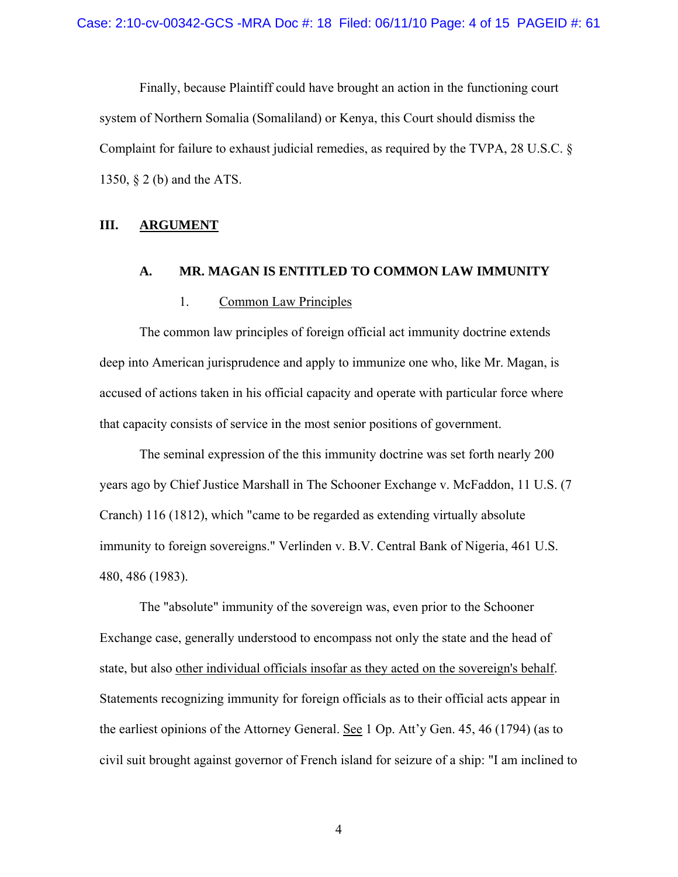Finally, because Plaintiff could have brought an action in the functioning court system of Northern Somalia (Somaliland) or Kenya, this Court should dismiss the Complaint for failure to exhaust judicial remedies, as required by the TVPA, 28 U.S.C. § 1350, § 2 (b) and the ATS.

## III. ARGUMENT

### A. MR. MAGAN IS ENTITLED TO COMMON LAW IMMUNITY

#### 1. Common Law Principles

The common law principles of foreign official act immunity doctrine extends deep into American jurisprudence and apply to immunize one who, like Mr. Magan, is accused of actions taken in his official capacity and operate with particular force where that capacity consists of service in the most senior positions of government.

The seminal expression of the this immunity doctrine was set forth nearly 200 years ago by Chief Justice Marshall in The Schooner Exchange v. McFaddon, 11 U.S. (7 Cranch) 116 (1812), which "came to be regarded as extending virtually absolute immunity to foreign sovereigns." Verlinden v. B.V. Central Bank of Nigeria, 461 U.S. 480, 486 (1983).

The "absolute" immunity of the sovereign was, even prior to the Schooner Exchange case, generally understood to encompass not only the state and the head of state, but also other individual officials insofar as they acted on the sovereign's behalf. Statements recognizing immunity for foreign officials as to their official acts appear in the earliest opinions of the Attorney General. See 1 Op. Att'y Gen. 45, 46 (1794) (as to civil suit brought against governor of French island for seizure of a ship: "I am inclined to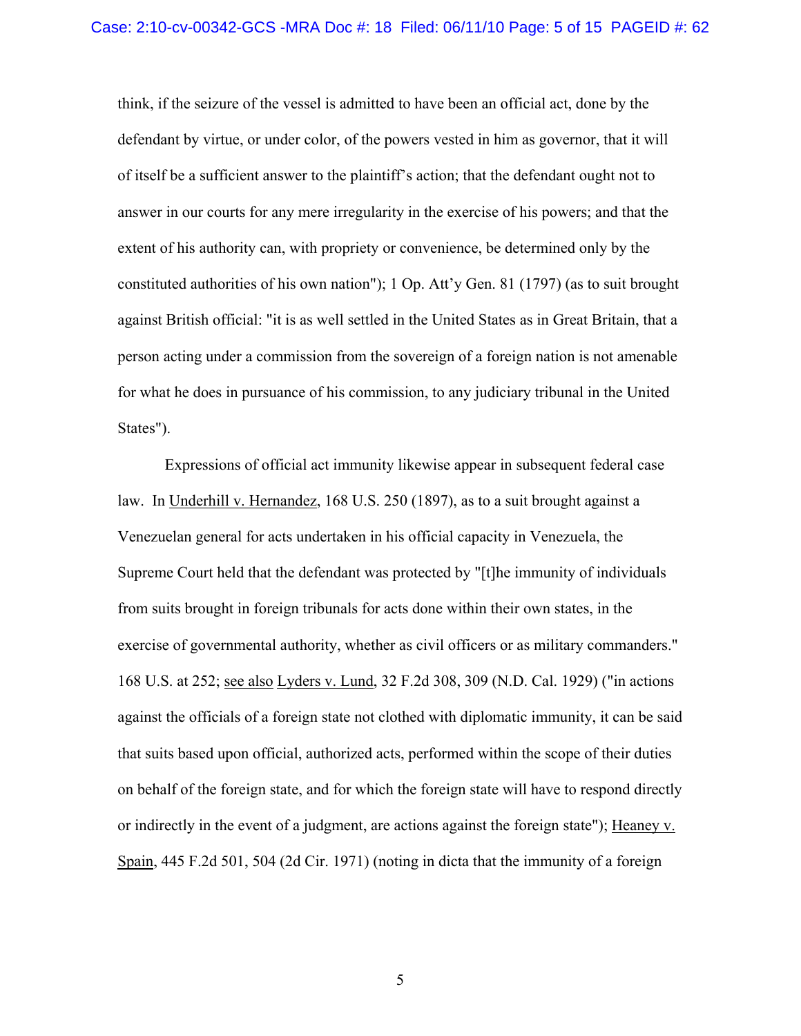think, if the seizure of the vessel is admitted to have been an official act, done by the defendant by virtue, or under color, of the powers vested in him as governor, that it will of itself be a sufficient answer to the plaintiff's action; that the defendant ought not to answer in our courts for any mere irregularity in the exercise of his powers; and that the extent of his authority can, with propriety or convenience, be determined only by the constituted authorities of his own nation"); 1 Op. Att'y Gen. 81 (1797) (as to suit brought against British official: "it is as well settled in the United States as in Great Britain, that a person acting under a commission from the sovereign of a foreign nation is not amenable for what he does in pursuance of his commission, to any judiciary tribunal in the United States").

Expressions of official act immunity likewise appear in subsequent federal case law. In Underhill v. Hernandez, 168 U.S. 250 (1897), as to a suit brought against a Venezuelan general for acts undertaken in his official capacity in Venezuela, the Supreme Court held that the defendant was protected by "[t]he immunity of individuals from suits brought in foreign tribunals for acts done within their own states, in the exercise of governmental authority, whether as civil officers or as military commanders." 168 U.S. at 252; see also Lyders v. Lund, 32 F.2d 308, 309 (N.D. Cal. 1929) ("in actions against the officials of a foreign state not clothed with diplomatic immunity, it can be said that suits based upon official, authorized acts, performed within the scope of their duties on behalf of the foreign state, and for which the foreign state will have to respond directly or indirectly in the event of a judgment, are actions against the foreign state"); Heaney v. Spain, 445 F.2d 501, 504 (2d Cir. 1971) (noting in dicta that the immunity of a foreign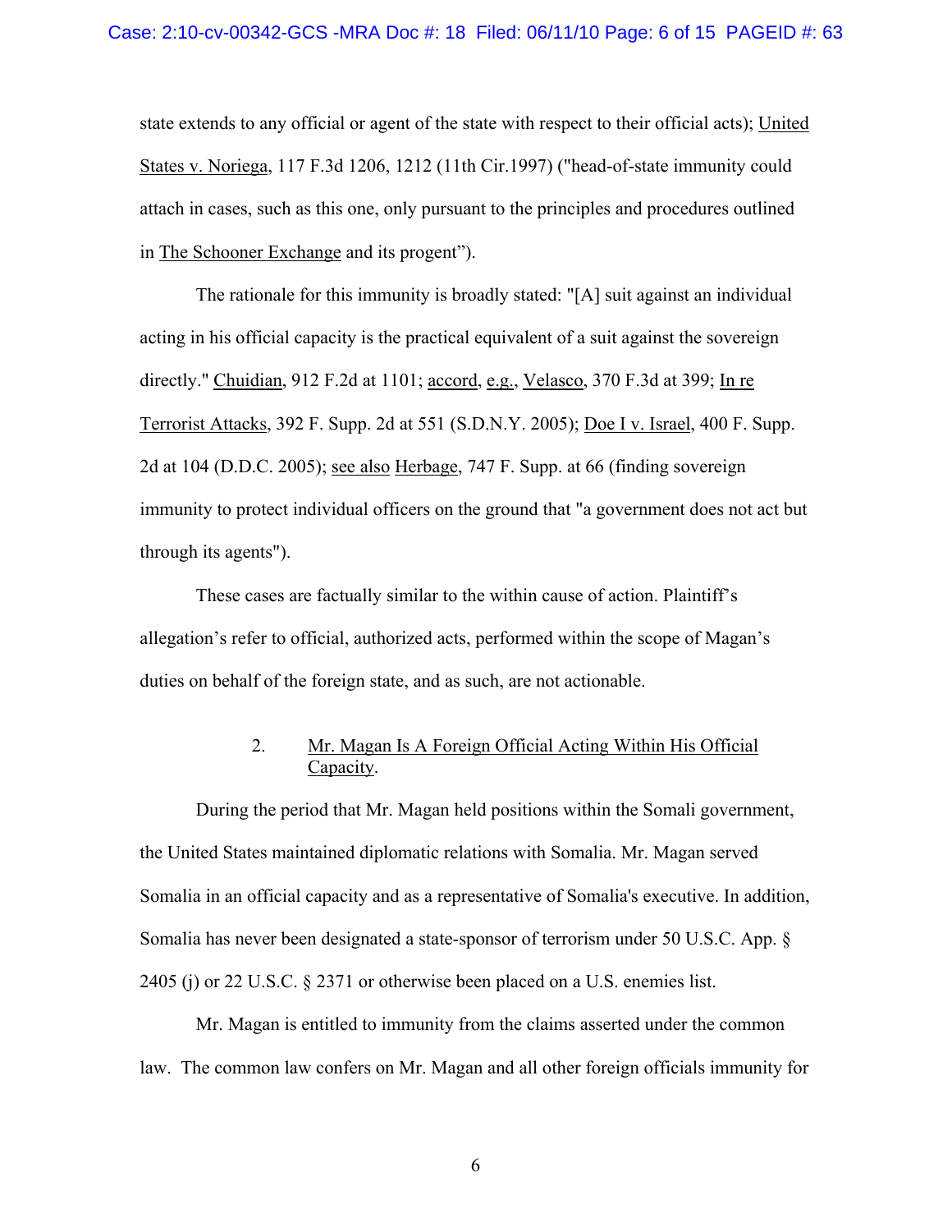state extends to any official or agent of the state with respect to their official acts); United States v. Noriega, 117 F.3d 1206, 1212 (11th Cir.1997) ("head-of-state immunity could attach in cases, such as this one, only pursuant to the principles and procedures outlined in The Schooner Exchange and its progent").

The rationale for this immunity is broadly stated: "[A] suit against an individual acting in his official capacity is the practical equivalent of a suit against the sovereign directly." Chuidian, 912 F.2d at 1101; accord, e.g., Velasco, 370 F.3d at 399; In re Terrorist Attacks, 392 F. Supp. 2d at 551 (S.D.N.Y. 2005); Doe I v. Israel, 400 F. Supp. 2d at 104 (D.D.C. 2005); see also Herbage, 747 F. Supp. at 66 (finding sovereign immunity to protect individual officers on the ground that "a government does not act but through its agents").

These cases are factually similar to the within cause of action. Plaintiff's allegation's refer to official, authorized acts, performed within the scope of Magan's duties on behalf of the foreign state, and as such, are not actionable.

### 2. Mr. Magan Is A Foreign Official Acting Within His Official Capacity.

During the period that Mr. Magan held positions within the Somali government, the United States maintained diplomatic relations with Somalia. Mr. Magan served Somalia in an official capacity and as a representative of Somalia's executive. In addition, Somalia has never been designated a state-sponsor of terrorism under 50 U.S.C. App. § 2405 (j) or 22 U.S.C. § 2371 or otherwise been placed on a U.S. enemies list.

Mr. Magan is entitled to immunity from the claims asserted under the common law. The common law confers on Mr. Magan and all other foreign officials immunity for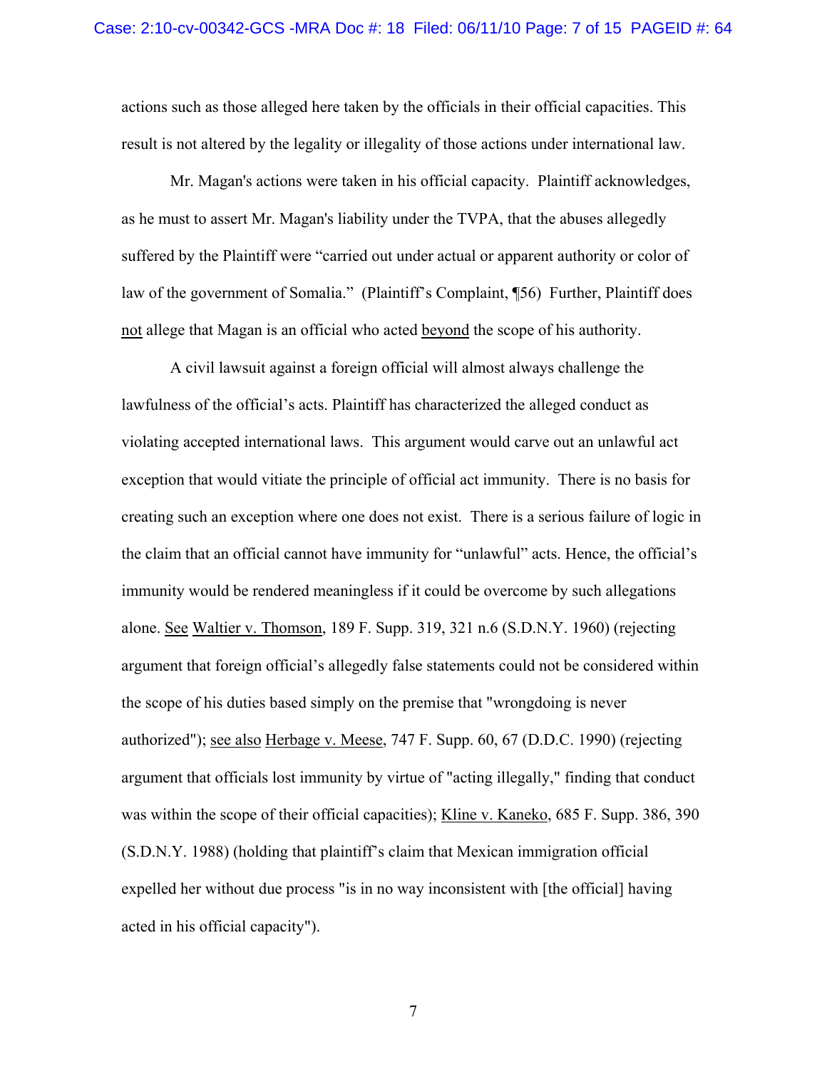actions such as those alleged here taken by the officials in their official capacities. This result is not altered by the legality or illegality of those actions under international law.

Mr. Magan's actions were taken in his official capacity. Plaintiff acknowledges, as he must to assert Mr. Magan's liability under the TVPA, that the abuses allegedly suffered by the Plaintiff were "carried out under actual or apparent authority or color of law of the government of Somalia." (Plaintiff's Complaint, ¶56) Further, Plaintiff does not allege that Magan is an official who acted beyond the scope of his authority.

A civil lawsuit against a foreign official will almost always challenge the lawfulness of the official's acts. Plaintiff has characterized the alleged conduct as violating accepted international laws. This argument would carve out an unlawful act exception that would vitiate the principle of official act immunity. There is no basis for creating such an exception where one does not exist. There is a serious failure of logic in the claim that an official cannot have immunity for "unlawful" acts. Hence, the official's immunity would be rendered meaningless if it could be overcome by such allegations alone. See Waltier v. Thomson, 189 F. Supp. 319, 321 n.6 (S.D.N.Y. 1960) (rejecting argument that foreign official's allegedly false statements could not be considered within the scope of his duties based simply on the premise that "wrongdoing is never authorized"); see also Herbage v. Meese, 747 F. Supp. 60, 67 (D.D.C. 1990) (rejecting argument that officials lost immunity by virtue of "acting illegally," finding that conduct was within the scope of their official capacities); Kline v. Kaneko, 685 F. Supp. 386, 390 (S.D.N.Y. 1988) (holding that plaintiff's claim that Mexican immigration official expelled her without due process "is in no way inconsistent with [the official] having acted in his official capacity").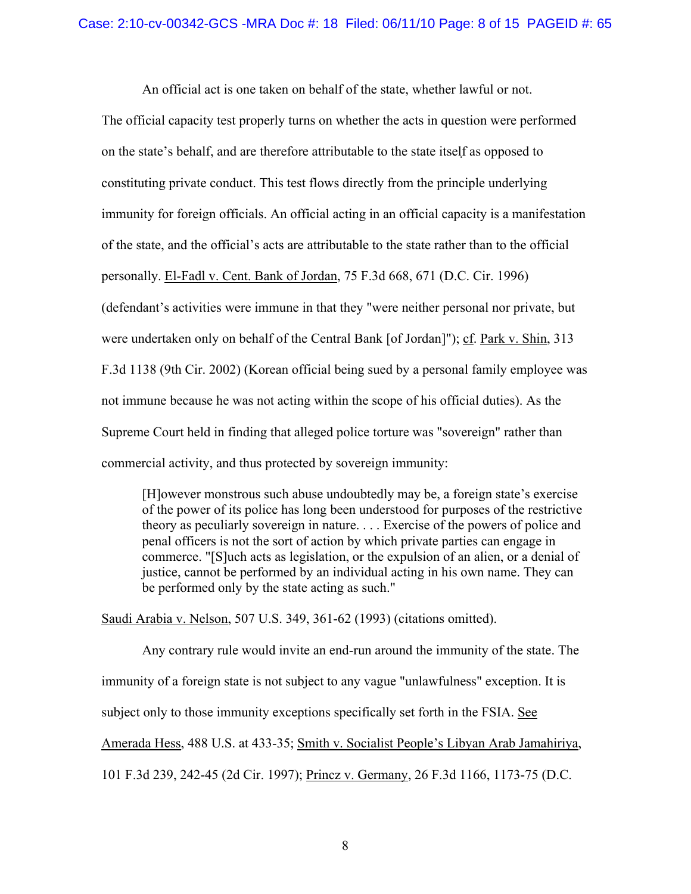An official act is one taken on behalf of the state, whether lawful or not. The official capacity test properly turns on whether the acts in question were performed on the state's behalf, and are therefore attributable to the state itself as opposed to constituting private conduct. This test flows directly from the principle underlying immunity for foreign officials. An official acting in an official capacity is a manifestation of the state, and the official's acts are attributable to the state rather than to the official personally. El-Fadl v. Cent. Bank of Jordan, 75 F.3d 668, 671 (D.C. Cir. 1996) (defendant's activities were immune in that they "were neither personal nor private, but were undertaken only on behalf of the Central Bank [of Jordan]"); cf. Park v. Shin, 313 F.3d 1138 (9th Cir. 2002) (Korean official being sued by a personal family employee was not immune because he was not acting within the scope of his official duties). As the Supreme Court held in finding that alleged police torture was "sovereign" rather than commercial activity, and thus protected by sovereign immunity:

> [H]owever monstrous such abuse undoubtedly may be, a foreign state's exercise of the power of its police has long been understood for purposes of the restrictive theory as peculiarly sovereign in nature. . . . Exercise of the powers of police and penal officers is not the sort of action by which private parties can engage in commerce. "[S]uch acts as legislation, or the expulsion of an alien, or a denial of justice, cannot be performed by an individual acting in his own name. They can be performed only by the state acting as such."

Saudi Arabia v. Nelson, 507 U.S. 349, 361-62 (1993) (citations omitted).

Any contrary rule would invite an end-run around the immunity of the state. The immunity of a foreign state is not subject to any vague "unlawfulness" exception. It is subject only to those immunity exceptions specifically set forth in the FSIA. See Amerada Hess, 488 U.S. at 433-35; Smith v. Socialist People's Libyan Arab Jamahiriya, 101 F.3d 239, 242-45 (2d Cir. 1997); Princz v. Germany, 26 F.3d 1166, 1173-75 (D.C.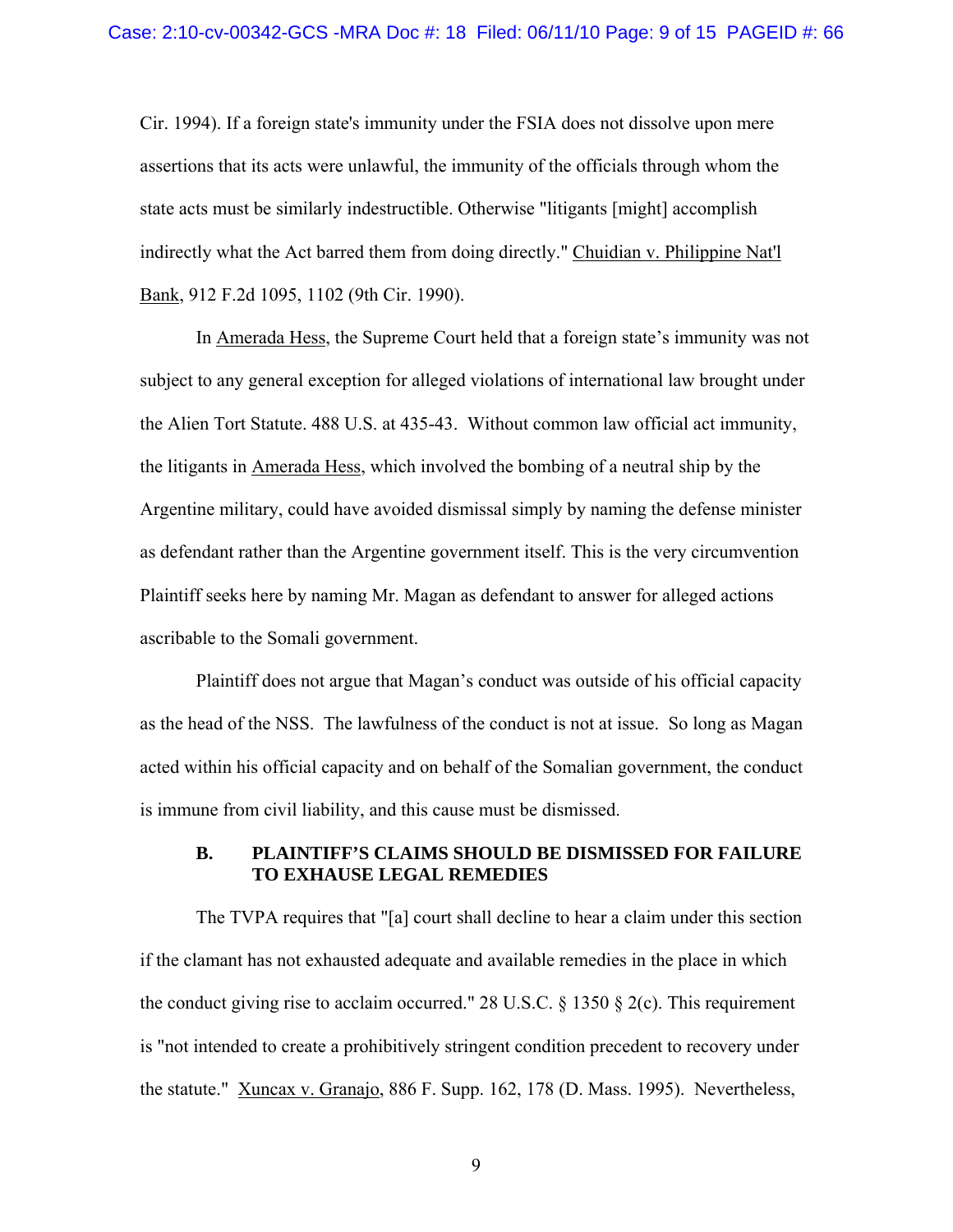Cir. 1994). If a foreign state's immunity under the FSIA does not dissolve upon mere assertions that its acts were unlawful, the immunity of the officials through whom the state acts must be similarly indestructible. Otherwise "litigants [might] accomplish indirectly what the Act barred them from doing directly." Chuidian v. Philippine Nat'l Bank, 912 F.2d 1095, 1102 (9th Cir. 1990).

In Amerada Hess, the Supreme Court held that a foreign state's immunity was not subject to any general exception for alleged violations of international law brought under the Alien Tort Statute. 488 U.S. at 435-43. Without common law official act immunity, the litigants in Amerada Hess, which involved the bombing of a neutral ship by the Argentine military, could have avoided dismissal simply by naming the defense minister as defendant rather than the Argentine government itself. This is the very circumvention Plaintiff seeks here by naming Mr. Magan as defendant to answer for alleged actions ascribable to the Somali government.

Plaintiff does not argue that Magan's conduct was outside of his official capacity as the head of the NSS. The lawfulness of the conduct is not at issue. So long as Magan acted within his official capacity and on behalf of the Somalian government, the conduct is immune from civil liability, and this cause must be dismissed.

### B. PLAINTIFF'S CLAIMS SHOULD BE DISMISSED FOR FAILURE TO EXHAUSE LEGAL REMEDIES

The TVPA requires that "[a] court shall decline to hear a claim under this section if the clamant has not exhausted adequate and available remedies in the place in which the conduct giving rise to acclaim occurred." 28 U.S.C. § 1350 § 2(c). This requirement is "not intended to create a prohibitively stringent condition precedent to recovery under the statute." Xuncax v. Granajo, 886 F. Supp. 162, 178 (D. Mass. 1995). Nevertheless,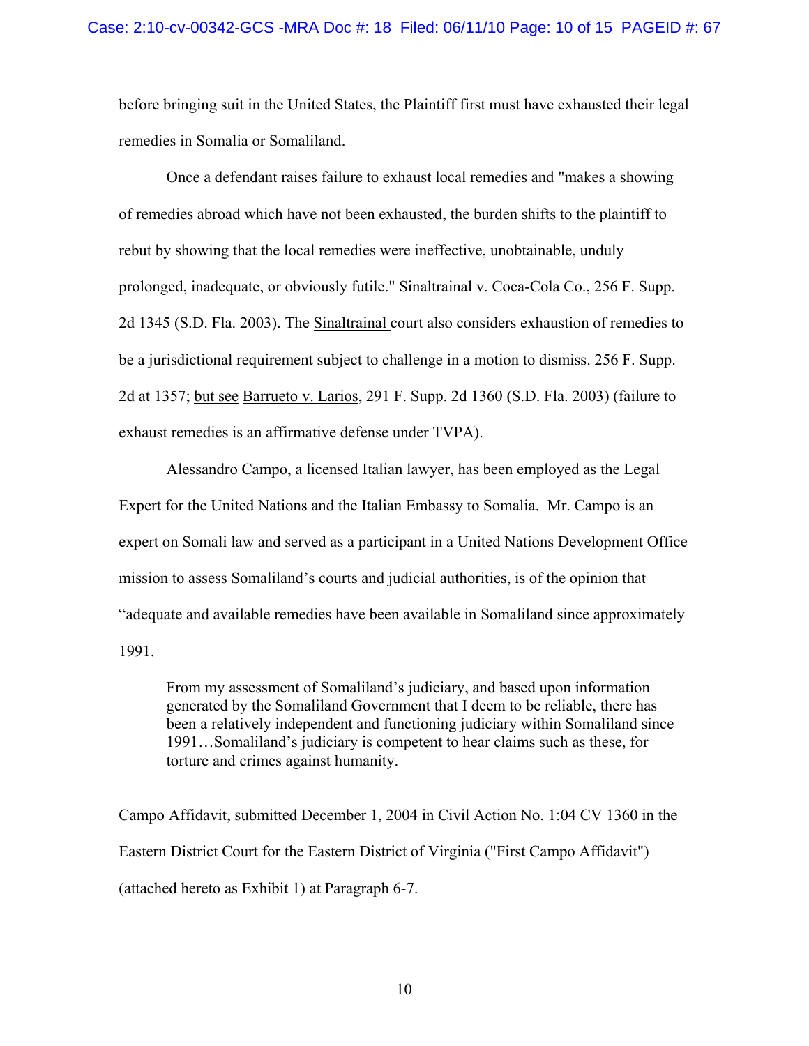before bringing suit in the United States, the Plaintiff first must have exhausted their legal remedies in Somalia or Somaliland.

Once a defendant raises failure to exhaust local remedies and "makes a showing of remedies abroad which have not been exhausted, the burden shifts to the plaintiff to rebut by showing that the local remedies were ineffective, unobtainable, unduly prolonged, inadequate, or obviously futile." Sinaltrainal v. Coca-Cola Co., 256 F. Supp. 2d 1345 (S.D. Fla. 2003). The Sinaltrainal court also considers exhaustion of remedies to be a jurisdictional requirement subject to challenge in a motion to dismiss. 256 F. Supp. 2d at 1357; but see Barrueto v. Larios, 291 F. Supp. 2d 1360 (S.D. Fla. 2003) (failure to exhaust remedies is an affirmative defense under TVPA).

Alessandro Campo, a licensed Italian lawyer, has been employed as the Legal Expert for the United Nations and the Italian Embassy to Somalia. Mr. Campo is an expert on Somali law and served as a participant in a United Nations Development Office mission to assess Somaliland's courts and judicial authorities, is of the opinion that "adequate and available remedies have been available in Somaliland since approximately 1991.

> From my assessment of Somaliland's judiciary, and based upon information generated by the Somaliland Government that I deem to be reliable, there has been a relatively independent and functioning judiciary within Somaliland since 1991…Somaliland's judiciary is competent to hear claims such as these, for torture and crimes against humanity.

Campo Affidavit, submitted December 1, 2004 in Civil Action No. 1:04 CV 1360 in the Eastern District Court for the Eastern District of Virginia ("First Campo Affidavit") (attached hereto as Exhibit 1) at Paragraph 6-7.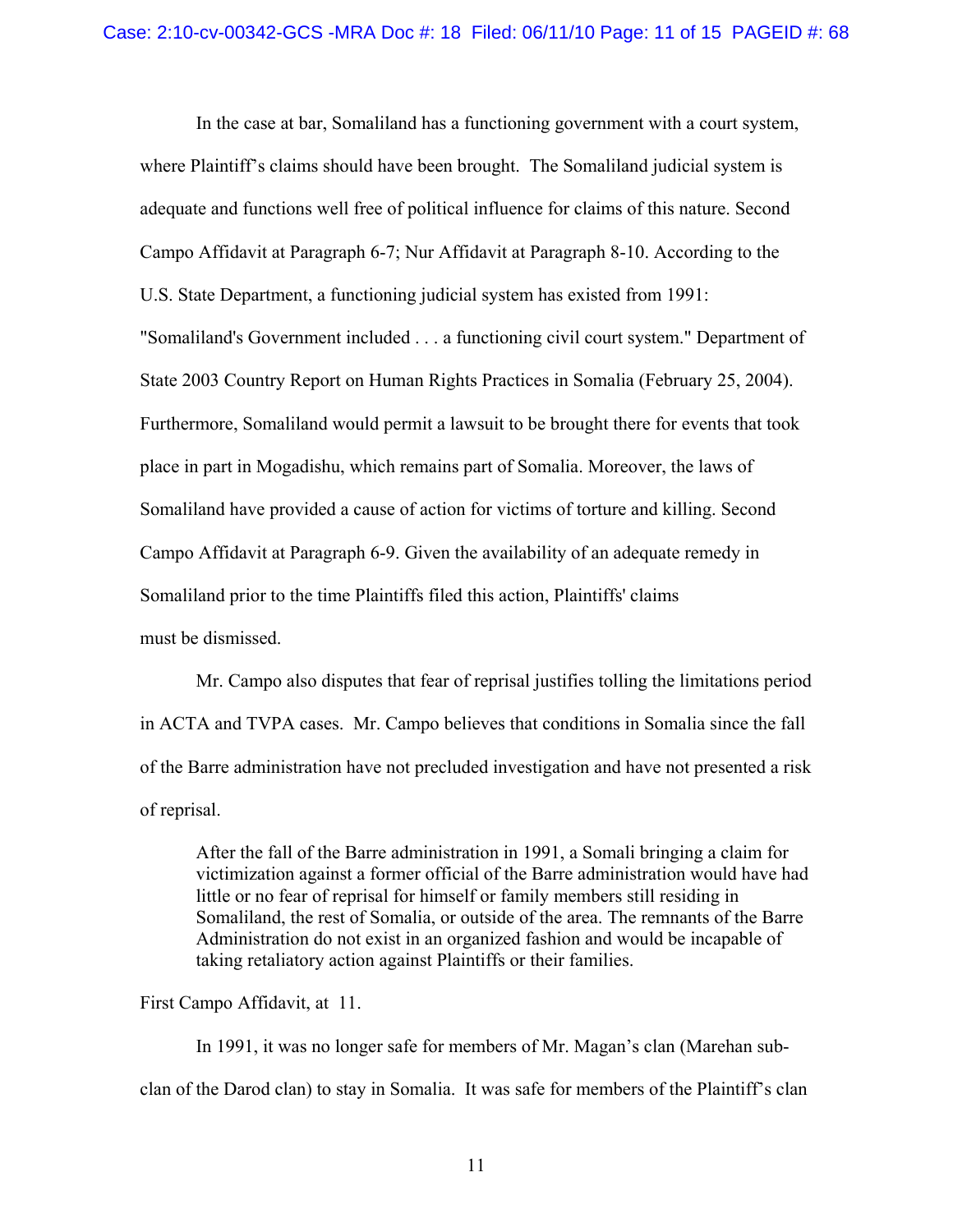In the case at bar, Somaliland has a functioning government with a court system, where Plaintiff's claims should have been brought. The Somaliland judicial system is adequate and functions well free of political influence for claims of this nature. Second Campo Affidavit at Paragraph 6-7; Nur Affidavit at Paragraph 8-10. According to the U.S. State Department, a functioning judicial system has existed from 1991: "Somaliland's Government included . . . a functioning civil court system." Department of State 2003 Country Report on Human Rights Practices in Somalia (February 25, 2004). Furthermore, Somaliland would permit a lawsuit to be brought there for events that took place in part in Mogadishu, which remains part of Somalia. Moreover, the laws of Somaliland have provided a cause of action for victims of torture and killing. Second Campo Affidavit at Paragraph 6-9. Given the availability of an adequate remedy in Somaliland prior to the time Plaintiffs filed this action, Plaintiffs' claims must be dismissed.

Mr. Campo also disputes that fear of reprisal justifies tolling the limitations period in ACTA and TVPA cases. Mr. Campo believes that conditions in Somalia since the fall of the Barre administration have not precluded investigation and have not presented a risk of reprisal.

> After the fall of the Barre administration in 1991, a Somali bringing a claim for victimization against a former official of the Barre administration would have had little or no fear of reprisal for himself or family members still residing in Somaliland, the rest of Somalia, or outside of the area. The remnants of the Barre Administration do not exist in an organized fashion and would be incapable of taking retaliatory action against Plaintiffs or their families.

First Campo Affidavit, at 11.

In 1991, it was no longer safe for members of Mr. Magan's clan (Marehan sub-clan of the Darod clan) to stay in Somalia. It was safe for members of the Plaintiff's clan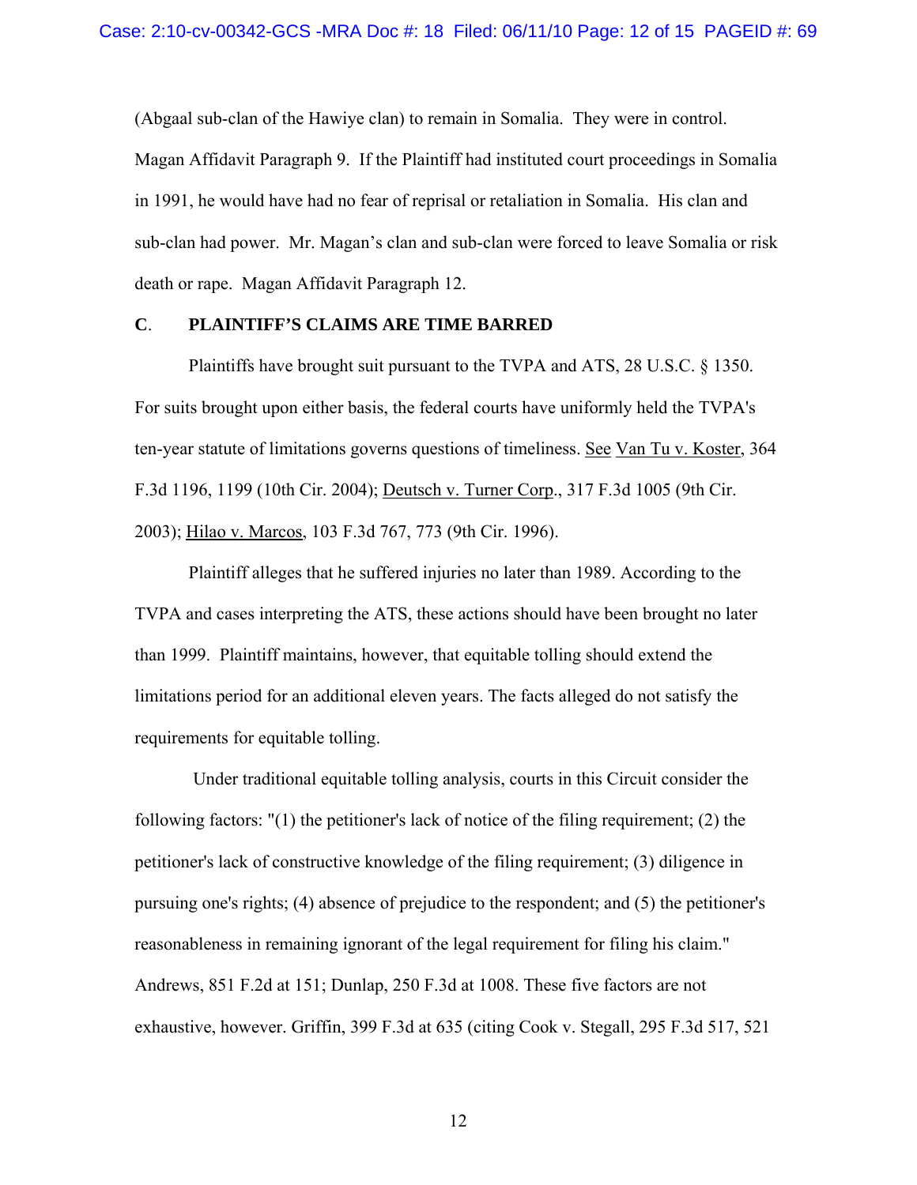(Abgaal sub-clan of the Hawiye clan) to remain in Somalia. They were in control. Magan Affidavit Paragraph 9. If the Plaintiff had instituted court proceedings in Somalia in 1991, he would have had no fear of reprisal or retaliation in Somalia. His clan and sub-clan had power. Mr. Magan's clan and sub-clan were forced to leave Somalia or risk death or rape. Magan Affidavit Paragraph 12.

### C. PLAINTIFF'S CLAIMS ARE TIME BARRED

Plaintiffs have brought suit pursuant to the TVPA and ATS, 28 U.S.C. § 1350. For suits brought upon either basis, the federal courts have uniformly held the TVPA's ten-year statute of limitations governs questions of timeliness. See Van Tu v. Koster, 364 F.3d 1196, 1199 (10th Cir. 2004); Deutsch v. Turner Corp., 317 F.3d 1005 (9th Cir. 2003); Hilao v. Marcos, 103 F.3d 767, 773 (9th Cir. 1996).

Plaintiff alleges that he suffered injuries no later than 1989. According to the TVPA and cases interpreting the ATS, these actions should have been brought no later than 1999. Plaintiff maintains, however, that equitable tolling should extend the limitations period for an additional eleven years. The facts alleged do not satisfy the requirements for equitable tolling.

Under traditional equitable tolling analysis, courts in this Circuit consider the following factors: "(1) the petitioner's lack of notice of the filing requirement; (2) the petitioner's lack of constructive knowledge of the filing requirement; (3) diligence in pursuing one's rights; (4) absence of prejudice to the respondent; and (5) the petitioner's reasonableness in remaining ignorant of the legal requirement for filing his claim." Andrews, 851 F.2d at 151; Dunlap, 250 F.3d at 1008. These five factors are not exhaustive, however. Griffin, 399 F.3d at 635 (citing Cook v. Stegall, 295 F.3d 517, 521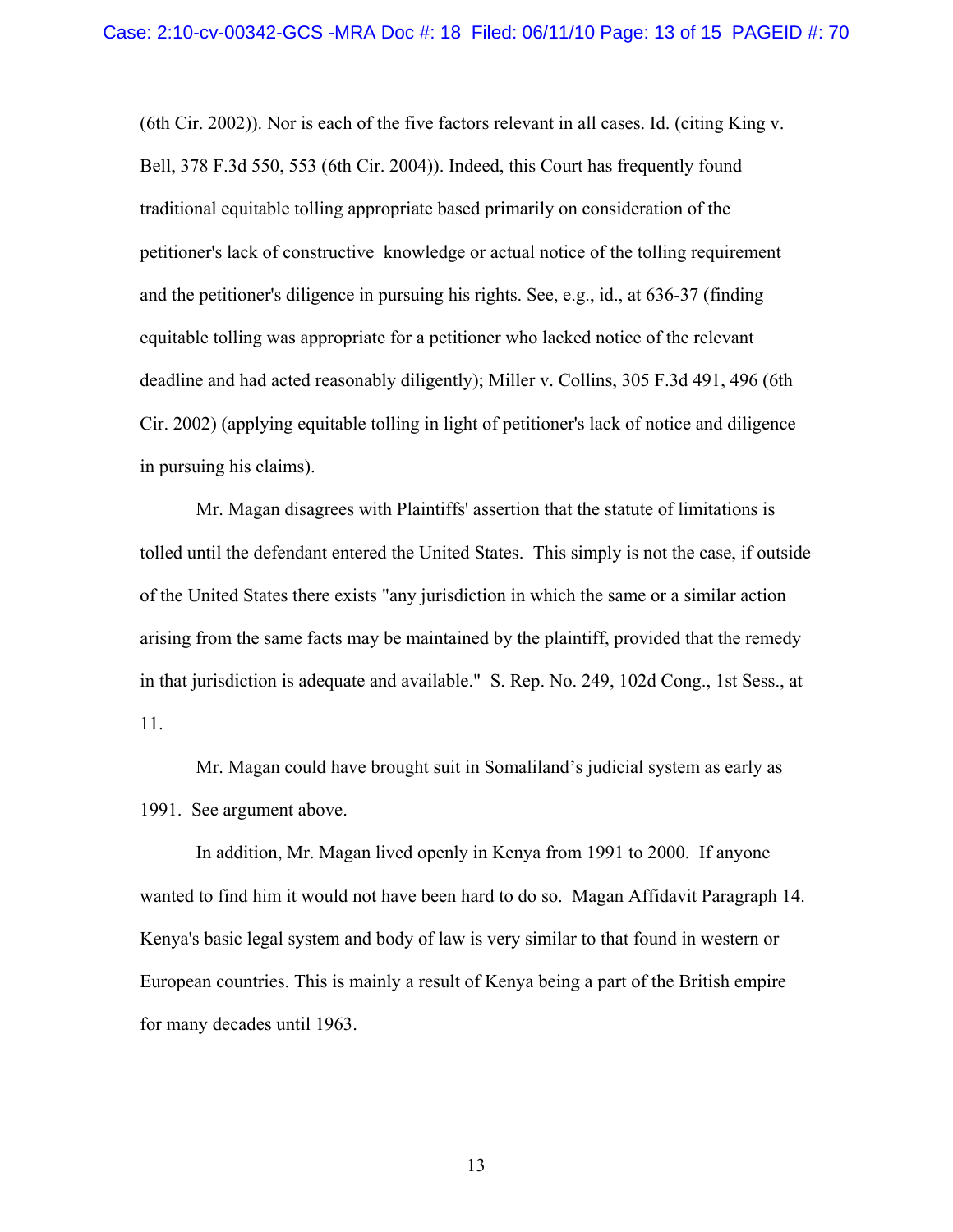(6th Cir. 2002)). Nor is each of the five factors relevant in all cases. Id. (citing King v. Bell, 378 F.3d 550, 553 (6th Cir. 2004)). Indeed, this Court has frequently found traditional equitable tolling appropriate based primarily on consideration of the petitioner's lack of constructive knowledge or actual notice of the tolling requirement and the petitioner's diligence in pursuing his rights. See, e.g., id., at 636-37 (finding equitable tolling was appropriate for a petitioner who lacked notice of the relevant deadline and had acted reasonably diligently); Miller v. Collins, 305 F.3d 491, 496 (6th Cir. 2002) (applying equitable tolling in light of petitioner's lack of notice and diligence in pursuing his claims).

Mr. Magan disagrees with Plaintiffs' assertion that the statute of limitations is tolled until the defendant entered the United States. This simply is not the case, if outside of the United States there exists "any jurisdiction in which the same or a similar action arising from the same facts may be maintained by the plaintiff, provided that the remedy in that jurisdiction is adequate and available." S. Rep. No. 249, 102d Cong., 1st Sess., at 11.

Mr. Magan could have brought suit in Somaliland's judicial system as early as 1991. See argument above.

In addition, Mr. Magan lived openly in Kenya from 1991 to 2000. If anyone wanted to find him it would not have been hard to do so. Magan Affidavit Paragraph 14. Kenya's basic legal system and body of law is very similar to that found in western or European countries. This is mainly a result of Kenya being a part of the British empire for many decades until 1963.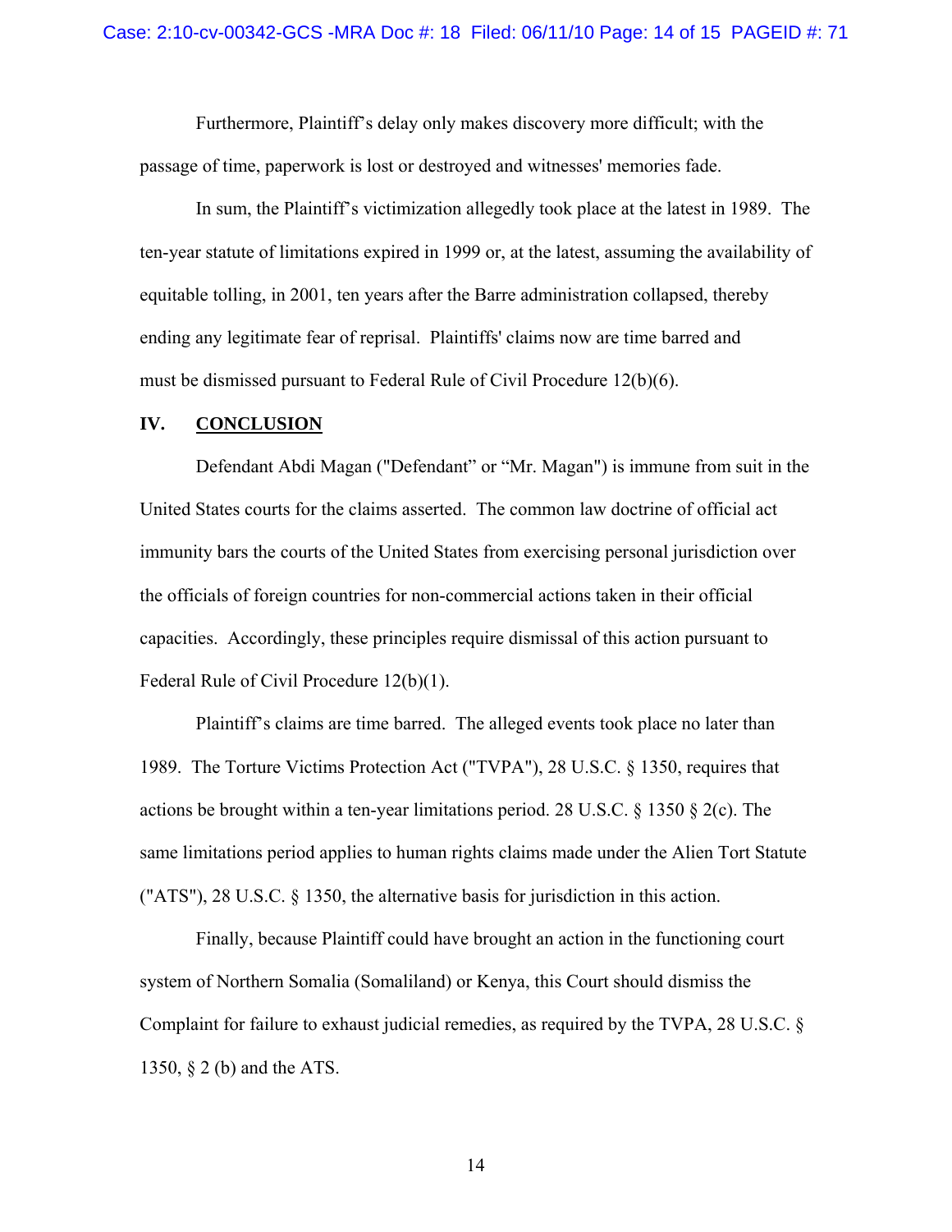Furthermore, Plaintiff's delay only makes discovery more difficult; with the passage of time, paperwork is lost or destroyed and witnesses' memories fade.

In sum, the Plaintiff's victimization allegedly took place at the latest in 1989. The ten-year statute of limitations expired in 1999 or, at the latest, assuming the availability of equitable tolling, in 2001, ten years after the Barre administration collapsed, thereby ending any legitimate fear of reprisal. Plaintiffs' claims now are time barred and must be dismissed pursuant to Federal Rule of Civil Procedure 12(b)(6).

## IV. **CONCLUSION**

Defendant Abdi Magan ("Defendant" or "Mr. Magan") is immune from suit in the United States courts for the claims asserted. The common law doctrine of official act immunity bars the courts of the United States from exercising personal jurisdiction over the officials of foreign countries for non-commercial actions taken in their official capacities. Accordingly, these principles require dismissal of this action pursuant to Federal Rule of Civil Procedure 12(b)(1).

Plaintiff's claims are time barred. The alleged events took place no later than 1989. The Torture Victims Protection Act ("TVPA"), 28 U.S.C. § 1350, requires that actions be brought within a ten-year limitations period. 28 U.S.C. § 1350 § 2(c). The same limitations period applies to human rights claims made under the Alien Tort Statute ("ATS"), 28 U.S.C. § 1350, the alternative basis for jurisdiction in this action.

Finally, because Plaintiff could have brought an action in the functioning court system of Northern Somalia (Somaliland) or Kenya, this Court should dismiss the Complaint for failure to exhaust judicial remedies, as required by the TVPA, 28 U.S.C. § 1350, § 2 (b) and the ATS.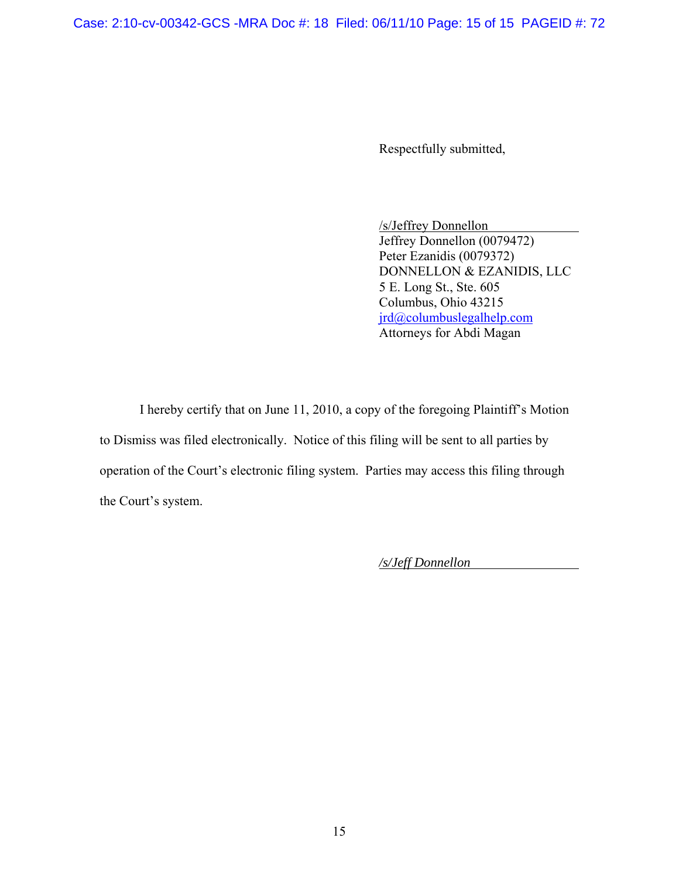Respectfully submitted,

/s/Jeffrey Donnellon
Jeffrey Donnellon (0079472)
Peter Ezanidis (0079372)
DONNELLON & EZANIDIS, LLC
5 E. Long St., Ste. 605
Columbus, Ohio 43215
jrd@columbuslegalhelp.com
Attorneys for Abdi Magan

I hereby certify that on June 11, 2010, a copy of the foregoing Plaintiff's Motion to Dismiss was filed electronically. Notice of this filing will be sent to all parties by operation of the Court's electronic filing system. Parties may access this filing through the Court's system.

*/s/Jeff Donnellon*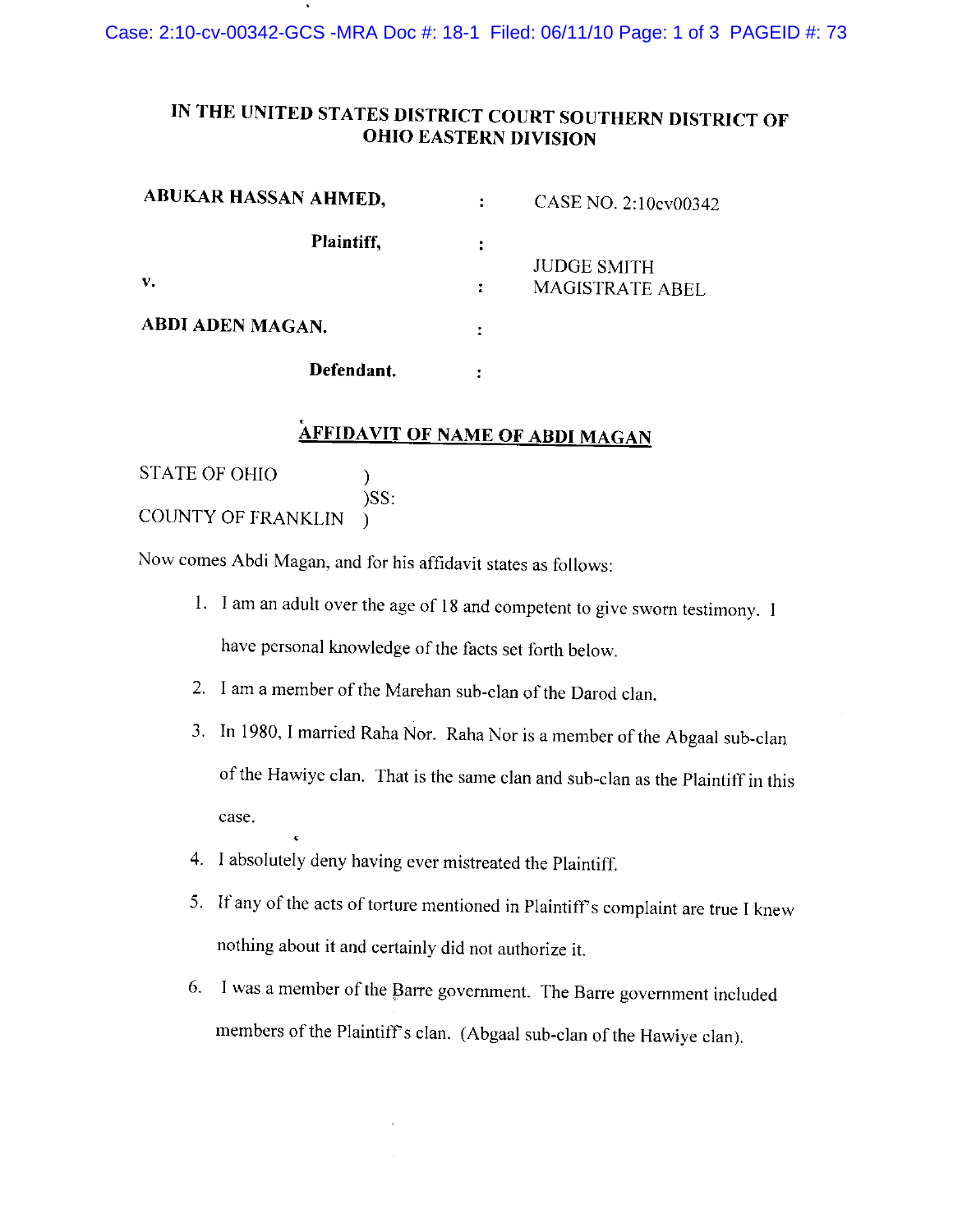# IN THE UNITED STATES DISTRICT COURT SOUTHERN DISTRICT OF OHIO EASTERN DIVISION

| | | |
|---|---|---|
| **ABUKAR HASSAN AHMED,** | : | CASE NO. 2:10cv00342 |
| **Plaintiff,** | : | |
| **v.** | : | JUDGE SMITH MAGISTRATE ABEL |
| **ABDI ADEN MAGAN.** | : | |
| **Defendant.** | : | |

## AFFIDAVIT OF NAME OF ABDI MAGAN

STATE OF OHIO )
)SS:
COUNTY OF FRANKLIN )

Now comes Abdi Magan, and for his affidavit states as follows:

1. I am an adult over the age of 18 and competent to give sworn testimony. I have personal knowledge of the facts set forth below.
2. I am a member of the Marehan sub-clan of the Darod clan.
3. In 1980, I married Raha Nor. Raha Nor is a member of the Abgaal sub-clan of the Hawiye clan. That is the same clan and sub-clan as the Plaintiff in this case.
4. I absolutely deny having ever mistreated the Plaintiff.
5. If any of the acts of torture mentioned in Plaintiff's complaint are true I knew nothing about it and certainly did not authorize it.
6. I was a member of the Barre government. The Barre government included members of the Plaintiff's clan. (Abgaal sub-clan of the Hawiye clan).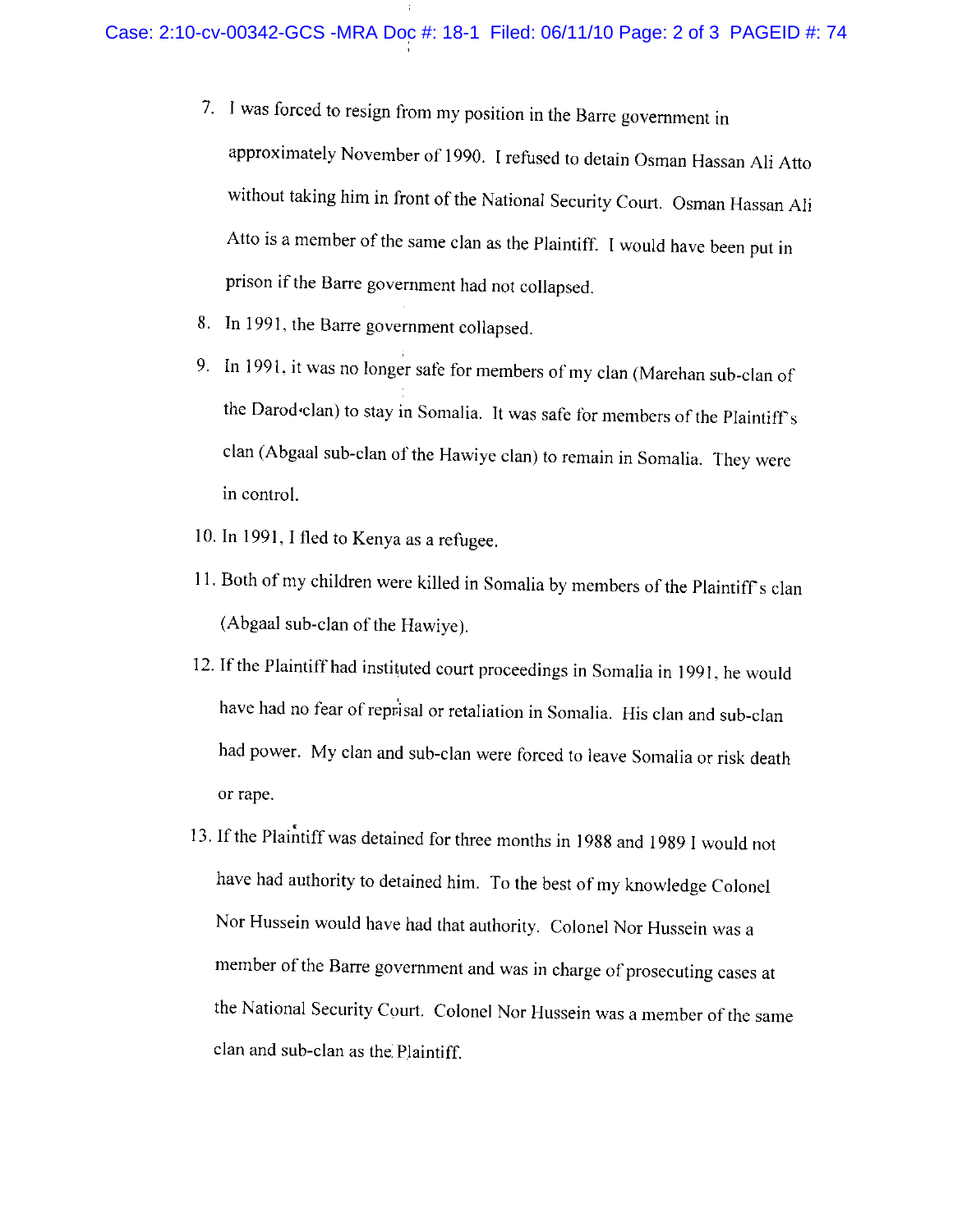7. I was forced to resign from my position in the Barre government in approximately November of 1990. I refused to detain Osman Hassan Ali Atto without taking him in front of the National Security Court. Osman Hassan Ali Atto is a member of the same clan as the Plaintiff. I would have been put in prison if the Barre government had not collapsed.

8. In 1991, the Barre government collapsed.

9. In 1991, it was no longer safe for members of my clan (Marehan sub-clan of the Darod clan) to stay in Somalia. It was safe for members of the Plaintiff's clan (Abgaal sub-clan of the Hawiye clan) to remain in Somalia. They were in control.

10. In 1991, I fled to Kenya as a refugee.

11. Both of my children were killed in Somalia by members of the Plaintiff's clan (Abgaal sub-clan of the Hawiye).

12. If the Plaintiff had instituted court proceedings in Somalia in 1991, he would have had no fear of reprisal or retaliation in Somalia. His clan and sub-clan had power. My clan and sub-clan were forced to leave Somalia or risk death or rape.

13. If the Plaintiff was detained for three months in 1988 and 1989 I would not have had authority to detained him. To the best of my knowledge Colonel Nor Hussein would have had that authority. Colonel Nor Hussein was a member of the Barre government and was in charge of prosecuting cases at the National Security Court. Colonel Nor Hussein was a member of the same clan and sub-clan as the Plaintiff.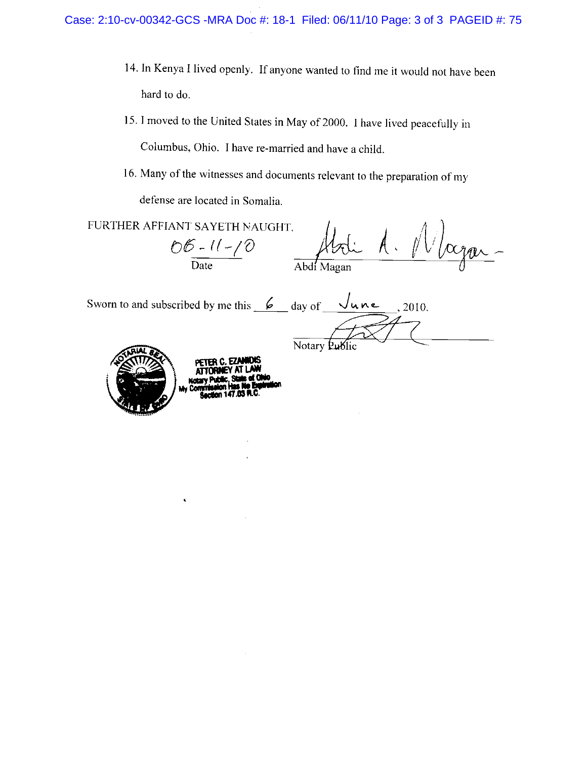14. In Kenya I lived openly. If anyone wanted to find me it would not have been hard to do.

15. I moved to the United States in May of 2000. I have lived peacefully in Columbus, Ohio. I have re-married and have a child.

16. Many of the witnesses and documents relevant to the preparation of my defense are located in Somalia.

FURTHER AFFIANT SAYETH NAUGHT.

06-11-10
Date

Abdi A. Magan
Abdi Magan

Sworn to and subscribed by me this 6 day of June, 2010.

Notary Public

NOTARIAL SEAL STATE OF OHIO

PETER C. EZANIDIS
ATTORNEY AT LAW
Notary Public, State of Ohio
My Commission Has No Expiration
Section 147.03 R.C.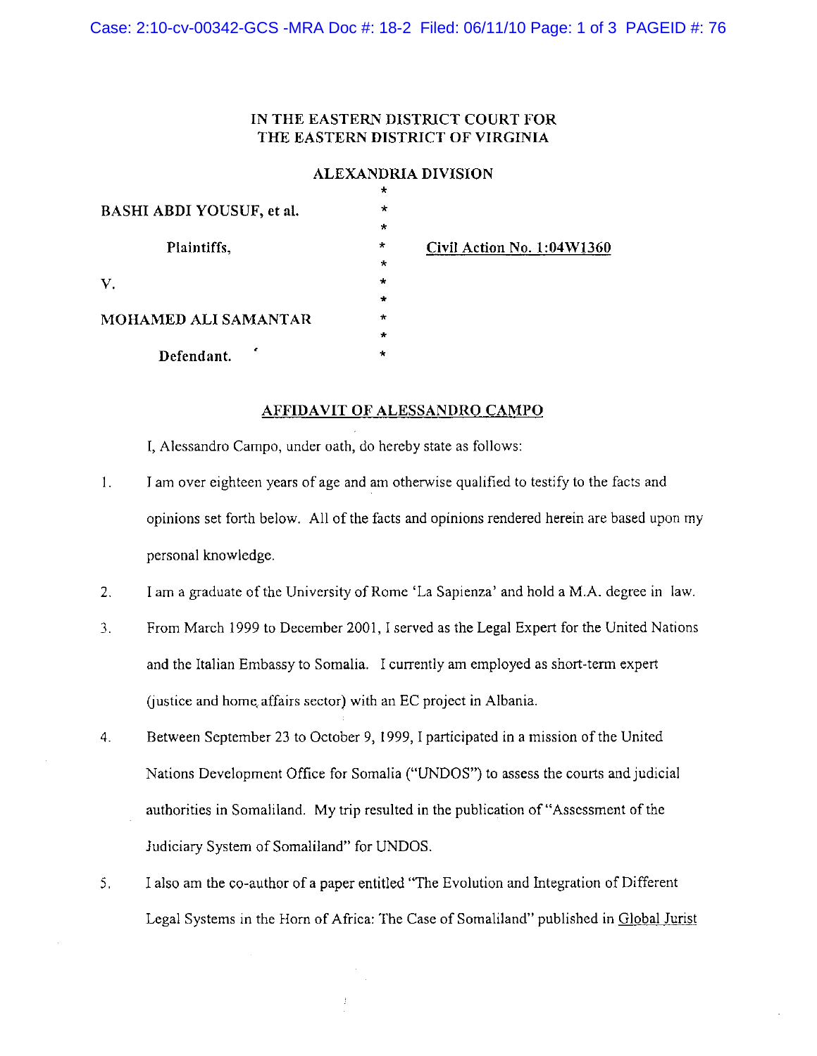IN THE EASTERN DISTRICT COURT FOR
THE EASTERN DISTRICT OF VIRGINIA

ALEXANDRIA DIVISION

| | | |
|---|---|---|
| BASHI ABDI YOUSUF, et al. | * | |
| Plaintiffs, | * | Civil Action No. 1:04W1360 |
| v. | * | |
| MOHAMED ALI SAMANTAR | * | |
| Defendant. | * | |

## AFFIDAVIT OF ALESSANDRO CAMPO

I, Alessandro Campo, under oath, do hereby state as follows:

1. I am over eighteen years of age and am otherwise qualified to testify to the facts and opinions set forth below. All of the facts and opinions rendered herein are based upon my personal knowledge.

2. I am a graduate of the University of Rome 'La Sapienza' and hold a M.A. degree in law.

3. From March 1999 to December 2001, I served as the Legal Expert for the United Nations and the Italian Embassy to Somalia. I currently am employed as short-term expert (justice and home affairs sector) with an EC project in Albania.

4. Between September 23 to October 9, 1999, I participated in a mission of the United Nations Development Office for Somalia ("UNDOS") to assess the courts and judicial authorities in Somaliland. My trip resulted in the publication of "Assessment of the Judiciary System of Somaliland" for UNDOS.

5. I also am the co-author of a paper entitled "The Evolution and Integration of Different Legal Systems in the Horn of Africa: The Case of Somaliland" published in Global Jurist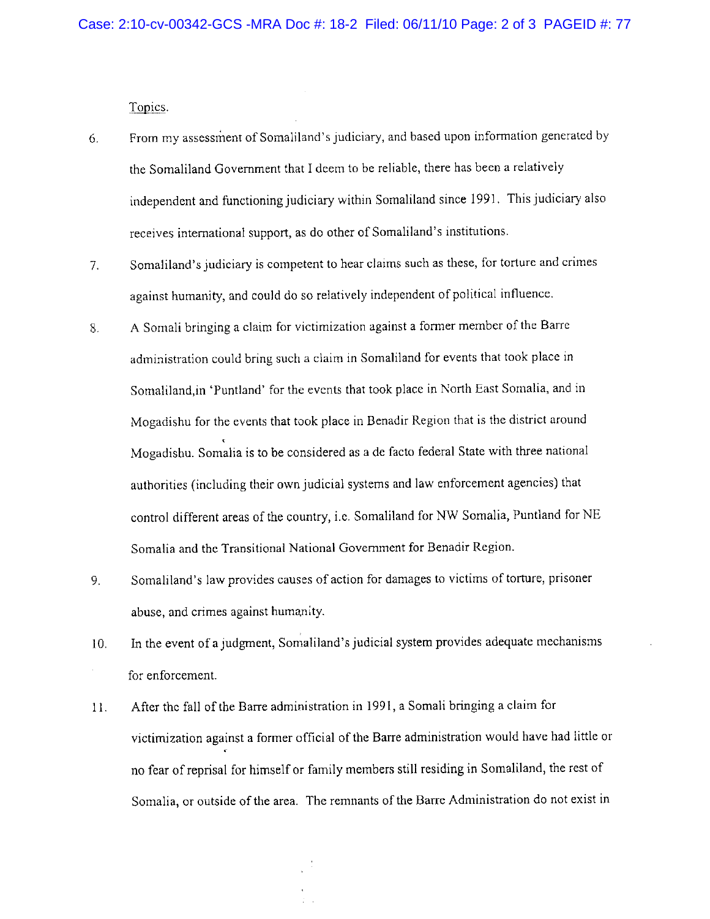Topics.

6. From my assessment of Somaliland's judiciary, and based upon information generated by the Somaliland Government that I deem to be reliable, there has been a relatively independent and functioning judiciary within Somaliland since 1991. This judiciary also receives international support, as do other of Somaliland's institutions.

7. Somaliland's judiciary is competent to hear claims such as these, for torture and crimes against humanity, and could do so relatively independent of political influence.

8. A Somali bringing a claim for victimization against a former member of the Barre administration could bring such a claim in Somaliland for events that took place in Somaliland,in 'Puntland' for the events that took place in North East Somalia, and in Mogadishu for the events that took place in Benadir Region that is the district around Mogadishu. Somalia is to be considered as a de facto federal State with three national authorities (including their own judicial systems and law enforcement agencies) that control different areas of the country, i.e. Somaliland for NW Somalia, Puntland for NE Somalia and the Transitional National Government for Benadir Region.

9. Somaliland's law provides causes of action for damages to victims of torture, prisoner abuse, and crimes against humanity.

10. In the event of a judgment, Somaliland's judicial system provides adequate mechanisms for enforcement.

11. After the fall of the Barre administration in 1991, a Somali bringing a claim for victimization against a former official of the Barre administration would have had little or no fear of reprisal for himself or family members still residing in Somaliland, the rest of Somalia, or outside of the area. The remnants of the Barre Administration do not exist in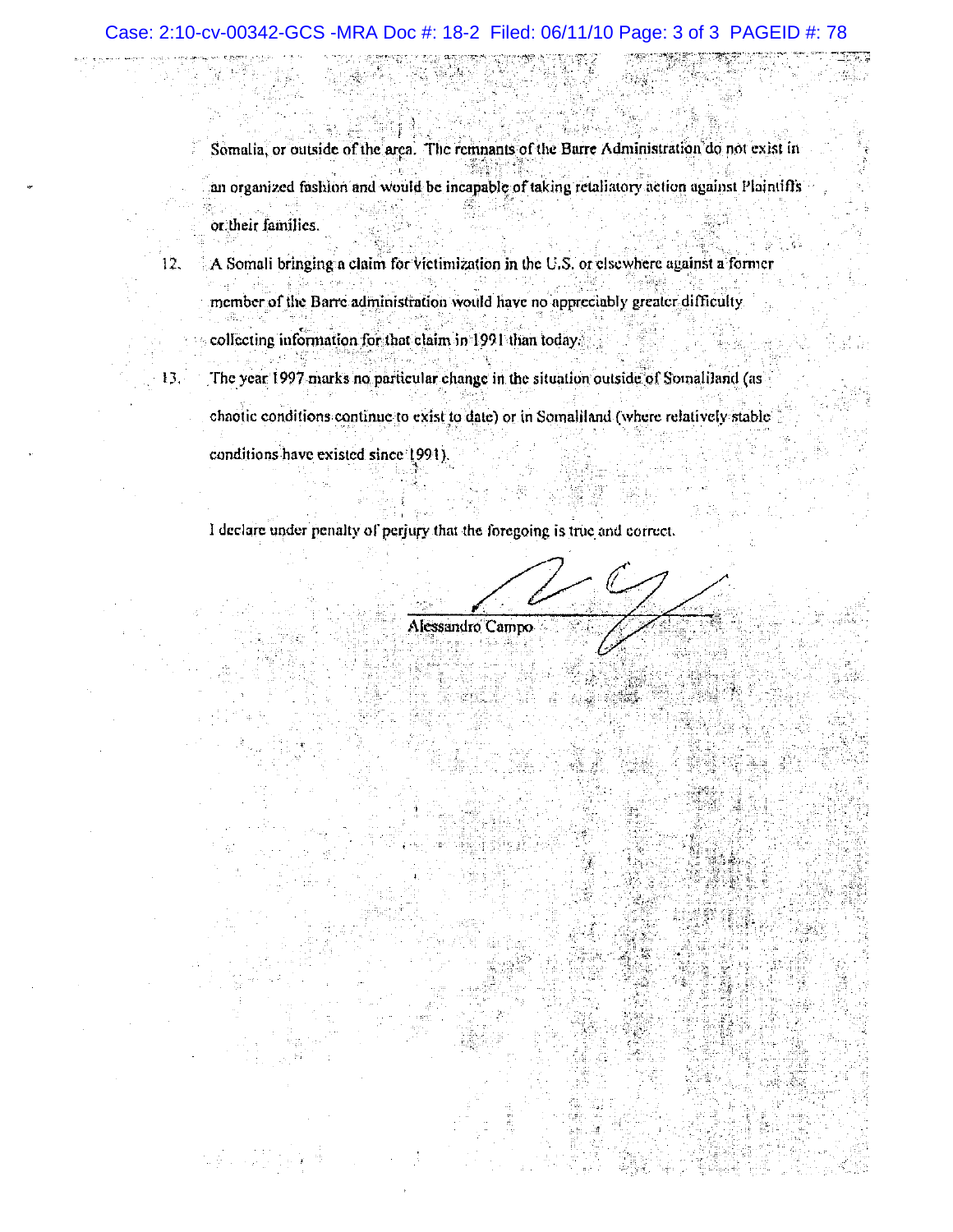Somalia, or outside of the area. The remnants of the Barre Administration do not exist in an organized fashion and would be incapable of taking retaliatory action against Plaintiffs or their families.

12. A Somali bringing a claim for victimization in the U.S. or elsewhere against a former member of the Barre administration would have no appreciably greater difficulty collecting information for that claim in 1991 than today.

13. The year 1997 marks no particular change in the situation outside of Somaliland (as chaotic conditions continue to exist to date) or in Somaliland (where relatively stable conditions have existed since 1991).

I declare under penalty of perjury that the foregoing is true and correct.

Alessandro Campo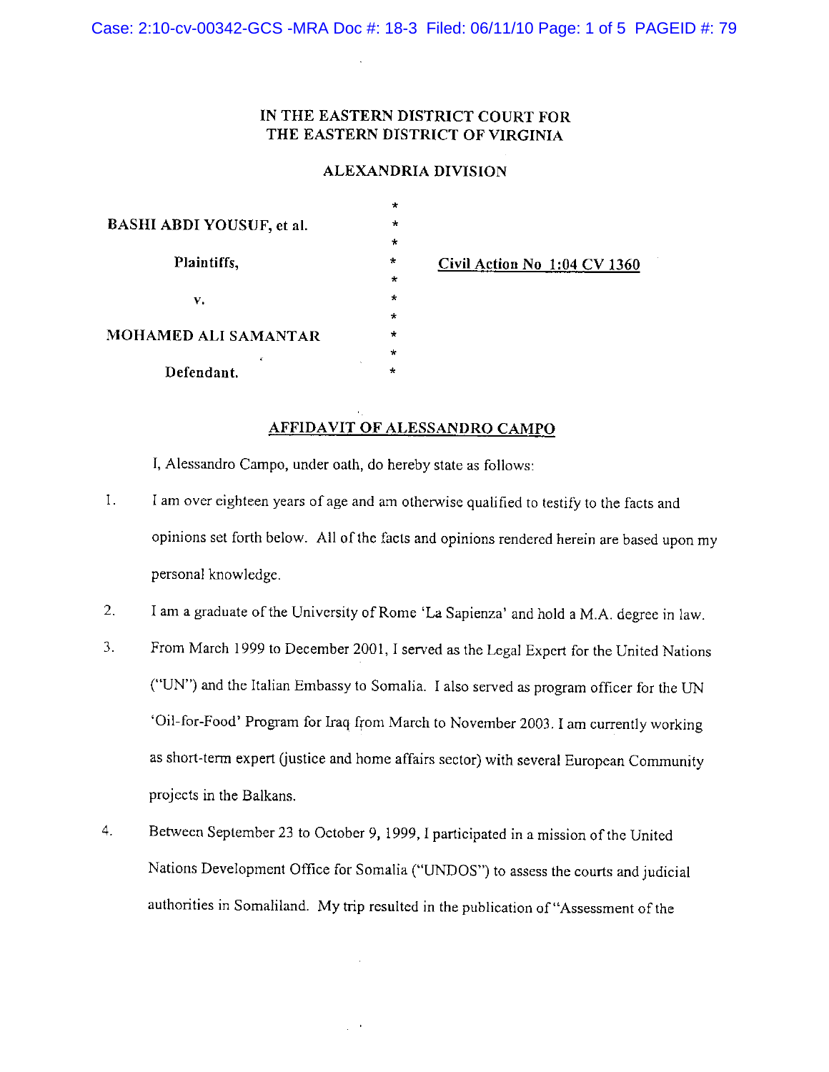IN THE EASTERN DISTRICT COURT FOR
THE EASTERN DISTRICT OF VIRGINIA

ALEXANDRIA DIVISION

| | | |
|---|---|---|
| **BASHI ABDI YOUSUF, et al.** | * | |
| **Plaintiffs,** | * | **Civil Action No 1:04 CV 1360** |
| **v.** | * | |
| **MOHAMED ALI SAMANTAR** | * | |
| **Defendant.** | * | |

## AFFIDAVIT OF ALESSANDRO CAMPO

I, Alessandro Campo, under oath, do hereby state as follows:

1. I am over eighteen years of age and am otherwise qualified to testify to the facts and opinions set forth below. All of the facts and opinions rendered herein are based upon my personal knowledge.

2. I am a graduate of the University of Rome 'La Sapienza' and hold a M.A. degree in law.

3. From March 1999 to December 2001, I served as the Legal Expert for the United Nations ("UN") and the Italian Embassy to Somalia. I also served as program officer for the UN 'Oil-for-Food' Program for Iraq from March to November 2003. I am currently working as short-term expert (justice and home affairs sector) with several European Community projects in the Balkans.

4. Between September 23 to October 9, 1999, I participated in a mission of the United Nations Development Office for Somalia ("UNDOS") to assess the courts and judicial authorities in Somaliland. My trip resulted in the publication of "Assessment of the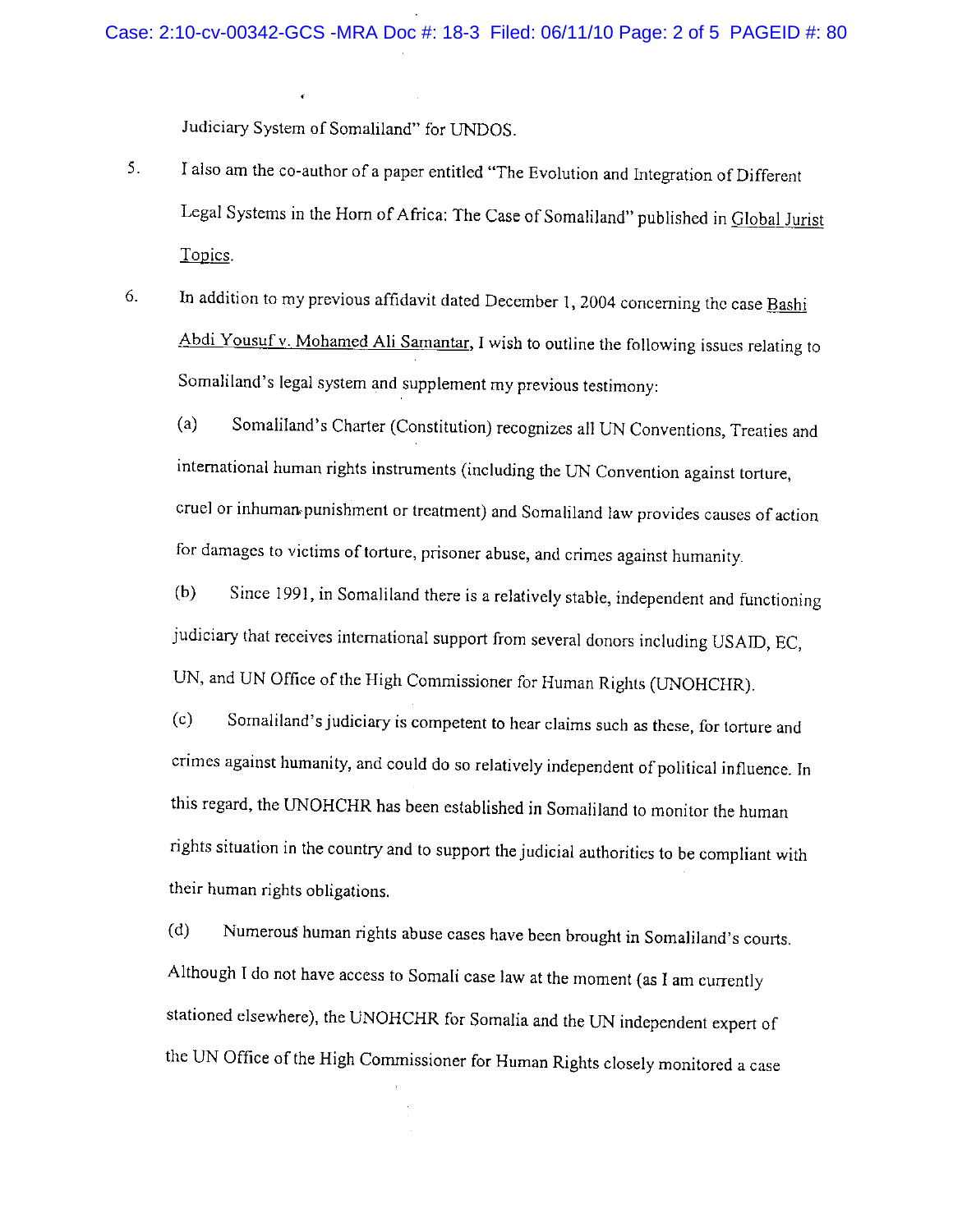Judiciary System of Somaliland" for UNDOS.

5. I also am the co-author of a paper entitled "The Evolution and Integration of Different Legal Systems in the Horn of Africa: The Case of Somaliland" published in Global Jurist Topics.

6. In addition to my previous affidavit dated December 1, 2004 concerning the case Bashi Abdi Yousuf v. Mohamed Ali Samantar, I wish to outline the following issues relating to Somaliland's legal system and supplement my previous testimony:

(a) Somaliland's Charter (Constitution) recognizes all UN Conventions, Treaties and international human rights instruments (including the UN Convention against torture, cruel or inhuman punishment or treatment) and Somaliland law provides causes of action for damages to victims of torture, prisoner abuse, and crimes against humanity.

(b) Since 1991, in Somaliland there is a relatively stable, independent and functioning judiciary that receives international support from several donors including USAID, EC, UN, and UN Office of the High Commissioner for Human Rights (UNOHCHR).

(c) Somaliland's judiciary is competent to hear claims such as these, for torture and crimes against humanity, and could do so relatively independent of political influence. In this regard, the UNOHCHR has been established in Somaliland to monitor the human rights situation in the country and to support the judicial authorities to be compliant with their human rights obligations.

(d) Numerous human rights abuse cases have been brought in Somaliland's courts. Although I do not have access to Somali case law at the moment (as I am currently stationed elsewhere), the UNOHCHR for Somalia and the UN independent expert of the UN Office of the High Commissioner for Human Rights closely monitored a case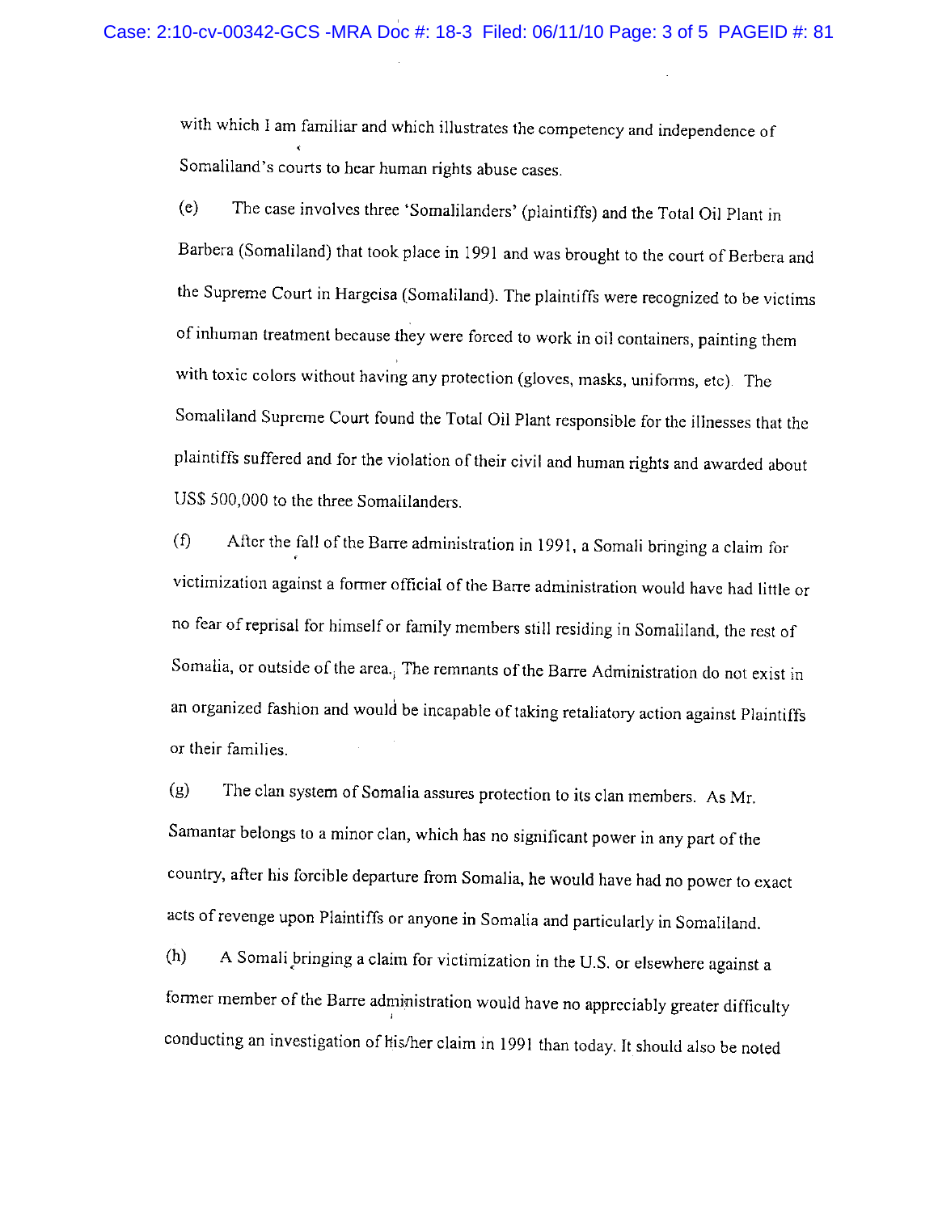with which I am familiar and which illustrates the competency and independence of Somaliland's courts to hear human rights abuse cases.

(e) The case involves three 'Somalilanders' (plaintiffs) and the Total Oil Plant in Barbera (Somaliland) that took place in 1991 and was brought to the court of Berbera and the Supreme Court in Hargeisa (Somaliland). The plaintiffs were recognized to be victims of inhuman treatment because they were forced to work in oil containers, painting them with toxic colors without having any protection (gloves, masks, uniforms, etc). The Somaliland Supreme Court found the Total Oil Plant responsible for the illnesses that the plaintiffs suffered and for the violation of their civil and human rights and awarded about US$ 500,000 to the three Somalilanders.

(f) After the fall of the Barre administration in 1991, a Somali bringing a claim for victimization against a former official of the Barre administration would have had little or no fear of reprisal for himself or family members still residing in Somaliland, the rest of Somalia, or outside of the area. The remnants of the Barre Administration do not exist in an organized fashion and would be incapable of taking retaliatory action against Plaintiffs or their families.

(g) The clan system of Somalia assures protection to its clan members. As Mr. Samantar belongs to a minor clan, which has no significant power in any part of the country, after his forcible departure from Somalia, he would have had no power to exact acts of revenge upon Plaintiffs or anyone in Somalia and particularly in Somaliland.

(h) A Somali bringing a claim for victimization in the U.S. or elsewhere against a former member of the Barre administration would have no appreciably greater difficulty conducting an investigation of his/her claim in 1991 than today. It should also be noted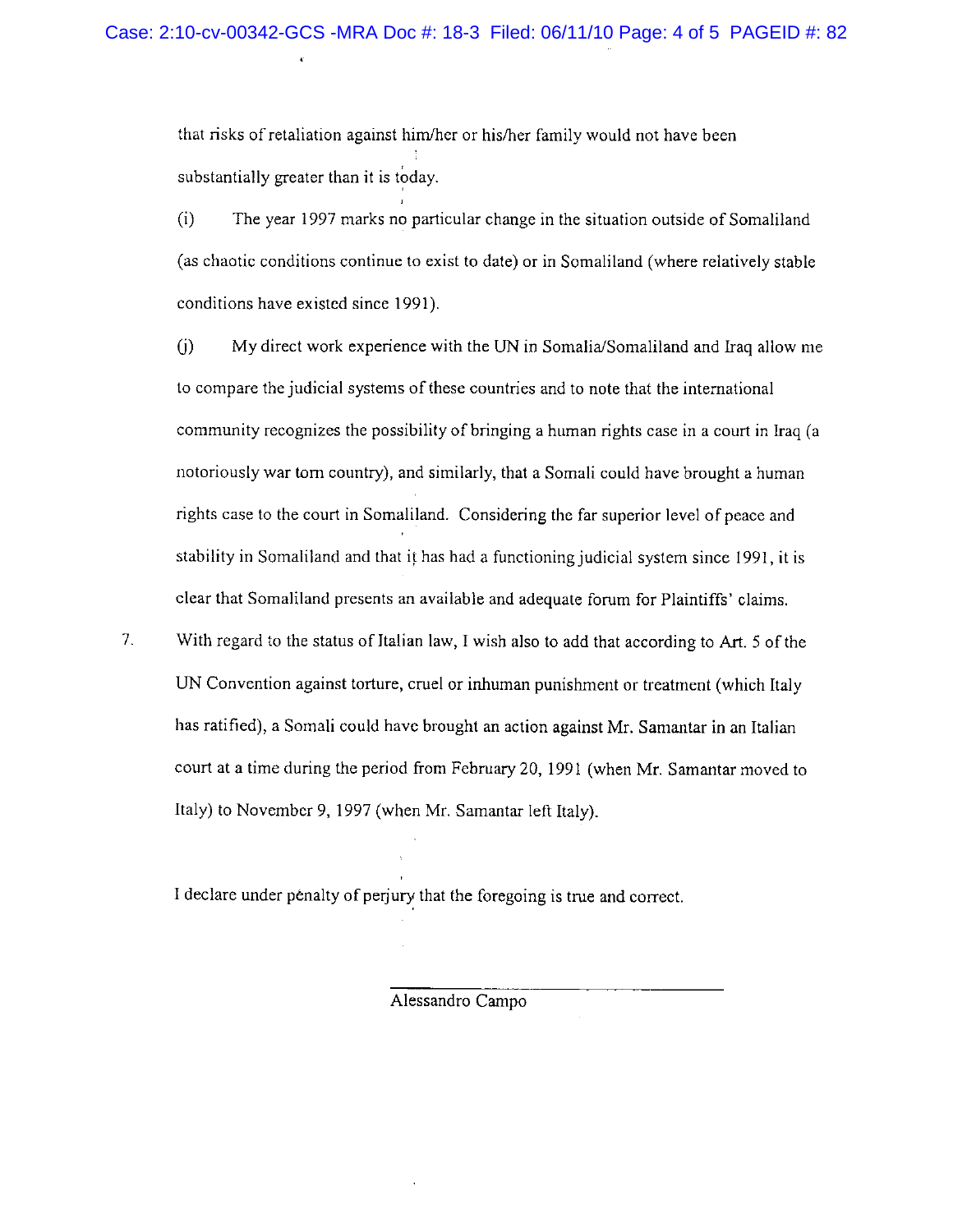that risks of retaliation against him/her or his/her family would not have been substantially greater than it is today.

(i) The year 1997 marks no particular change in the situation outside of Somaliland (as chaotic conditions continue to exist to date) or in Somaliland (where relatively stable conditions have existed since 1991).

(j) My direct work experience with the UN in Somalia/Somaliland and Iraq allow me to compare the judicial systems of these countries and to note that the international community recognizes the possibility of bringing a human rights case in a court in Iraq (a notoriously war torn country), and similarly, that a Somali could have brought a human rights case to the court in Somaliland. Considering the far superior level of peace and stability in Somaliland and that it has had a functioning judicial system since 1991, it is clear that Somaliland presents an available and adequate forum for Plaintiffs' claims.

7. With regard to the status of Italian law, I wish also to add that according to Art. 5 of the UN Convention against torture, cruel or inhuman punishment or treatment (which Italy has ratified), a Somali could have brought an action against Mr. Samantar in an Italian court at a time during the period from February 20, 1991 (when Mr. Samantar moved to Italy) to November 9, 1997 (when Mr. Samantar left Italy).

I declare under penalty of perjury that the foregoing is true and correct.

Alessandro Campo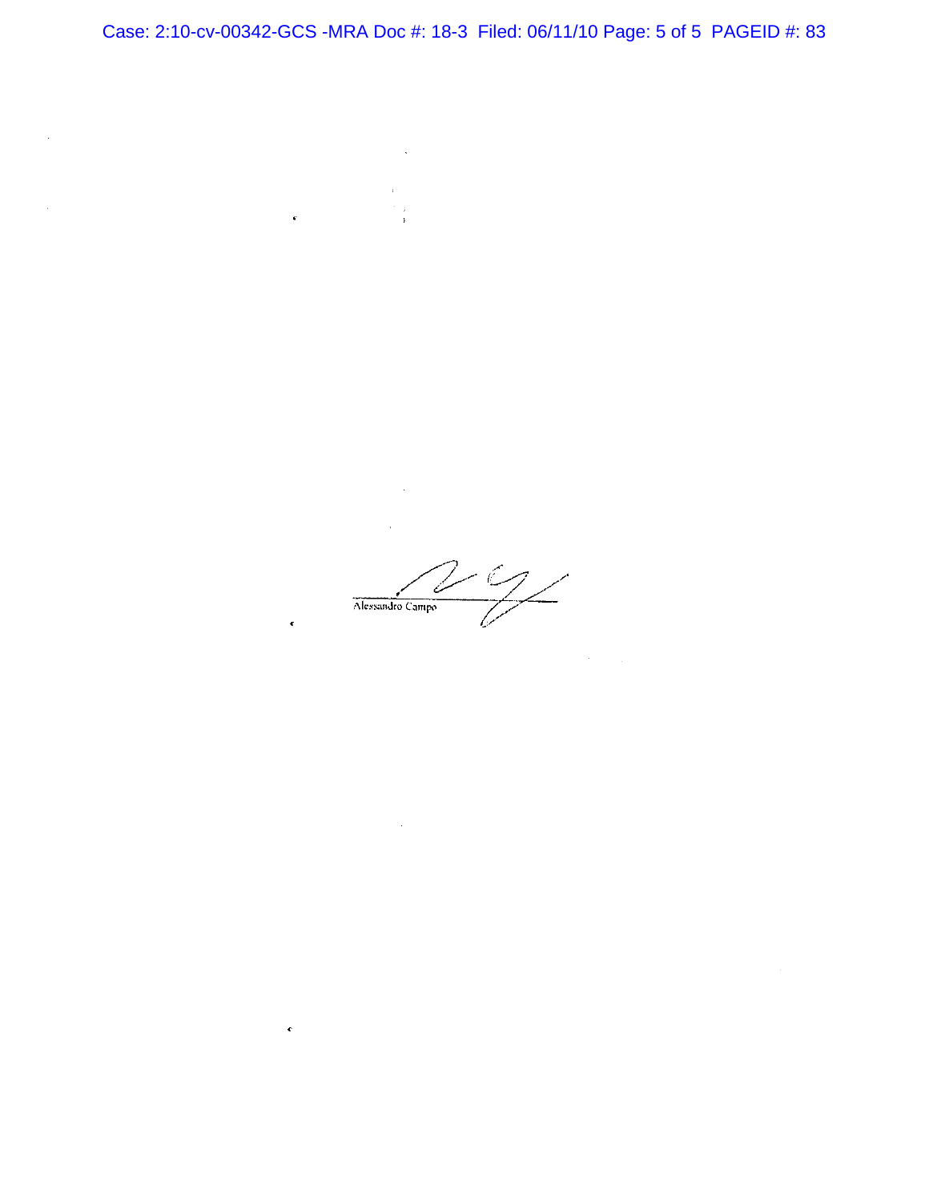Alessandro Campo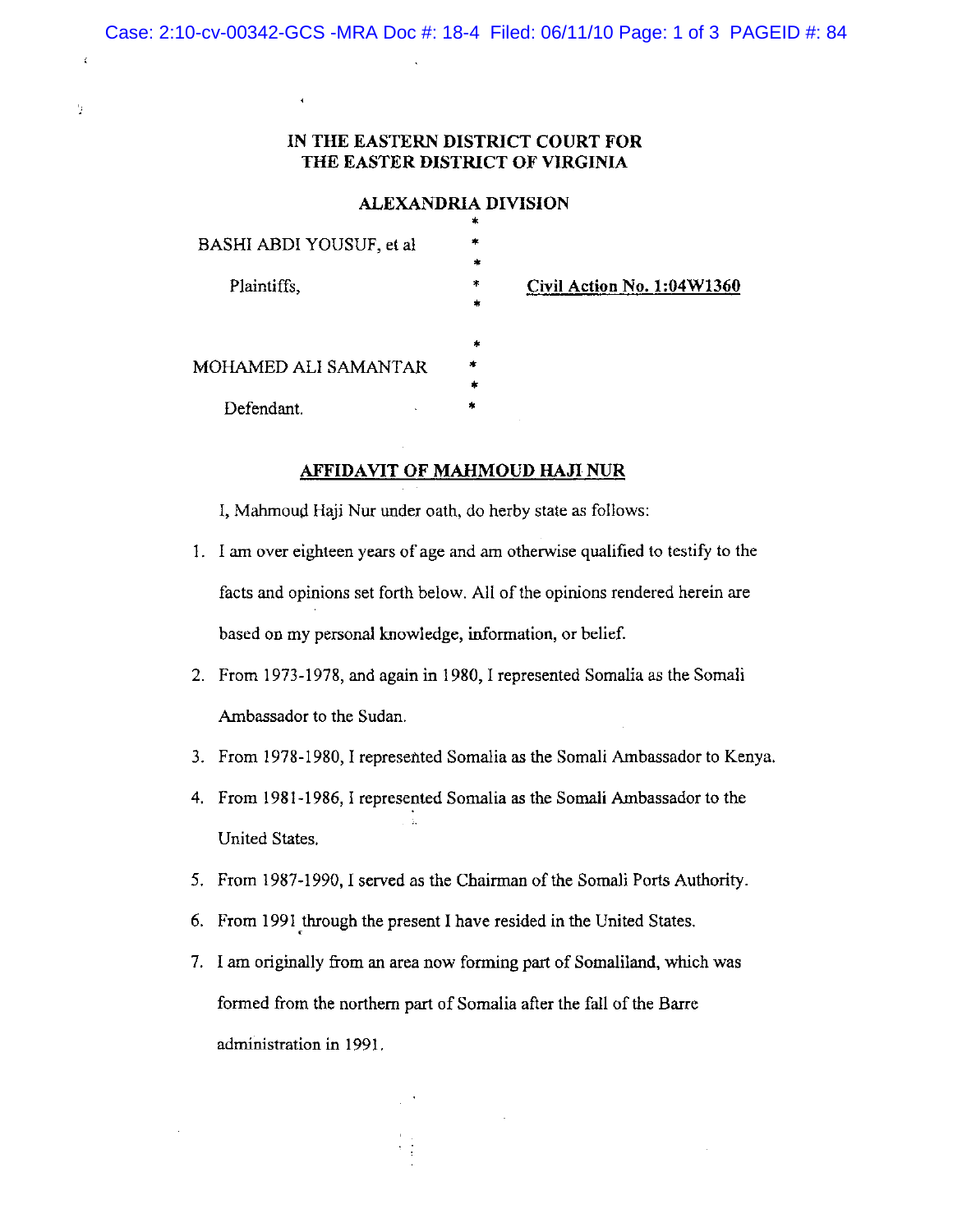**IN THE EASTERN DISTRICT COURT FOR THE EASTER DISTRICT OF VIRGINIA**

**ALEXANDRIA DIVISION**

| | | |
|---|---|---|
| BASHI ABDI YOUSUF, et al | * | |
| Plaintiffs, | * | Civil Action No. 1:04W1360 |
| | * | |
| MOHAMED ALI SAMANTAR | * | |
| Defendant. | * | |

## AFFIDAVIT OF MAHMOUD HAJI NUR

I, Mahmoud Haji Nur under oath, do herby state as follows:

1. I am over eighteen years of age and am otherwise qualified to testify to the facts and opinions set forth below. All of the opinions rendered herein are based on my personal knowledge, information, or belief.
2. From 1973-1978, and again in 1980, I represented Somalia as the Somali Ambassador to the Sudan.
3. From 1978-1980, I represented Somalia as the Somali Ambassador to Kenya.
4. From 1981-1986, I represented Somalia as the Somali Ambassador to the United States.
5. From 1987-1990, I served as the Chairman of the Somali Ports Authority.
6. From 1991 through the present I have resided in the United States.
7. I am originally from an area now forming part of Somaliland, which was formed from the northern part of Somalia after the fall of the Barre administration in 1991.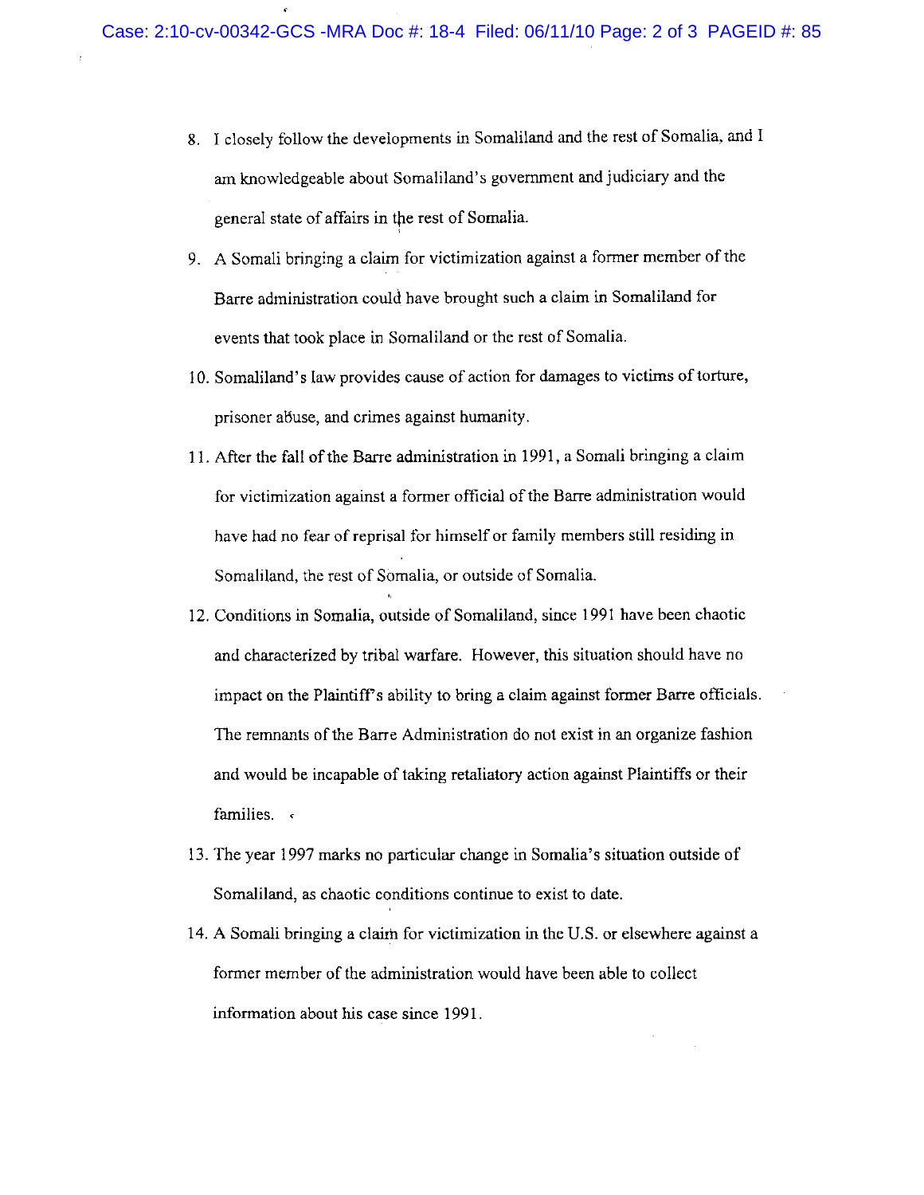8. I closely follow the developments in Somaliland and the rest of Somalia, and I am knowledgeable about Somaliland's government and judiciary and the general state of affairs in the rest of Somalia.

9. A Somali bringing a claim for victimization against a former member of the Barre administration could have brought such a claim in Somaliland for events that took place in Somaliland or the rest of Somalia.

10. Somaliland's law provides cause of action for damages to victims of torture, prisoner abuse, and crimes against humanity.

11. After the fall of the Barre administration in 1991, a Somali bringing a claim for victimization against a former official of the Barre administration would have had no fear of reprisal for himself or family members still residing in Somaliland, the rest of Somalia, or outside of Somalia.

12. Conditions in Somalia, outside of Somaliland, since 1991 have been chaotic and characterized by tribal warfare. However, this situation should have no impact on the Plaintiff's ability to bring a claim against former Barre officials. The remnants of the Barre Administration do not exist in an organize fashion and would be incapable of taking retaliatory action against Plaintiffs or their families.

13. The year 1997 marks no particular change in Somalia's situation outside of Somaliland, as chaotic conditions continue to exist to date.

14. A Somali bringing a claim for victimization in the U.S. or elsewhere against a former member of the administration would have been able to collect information about his case since 1991.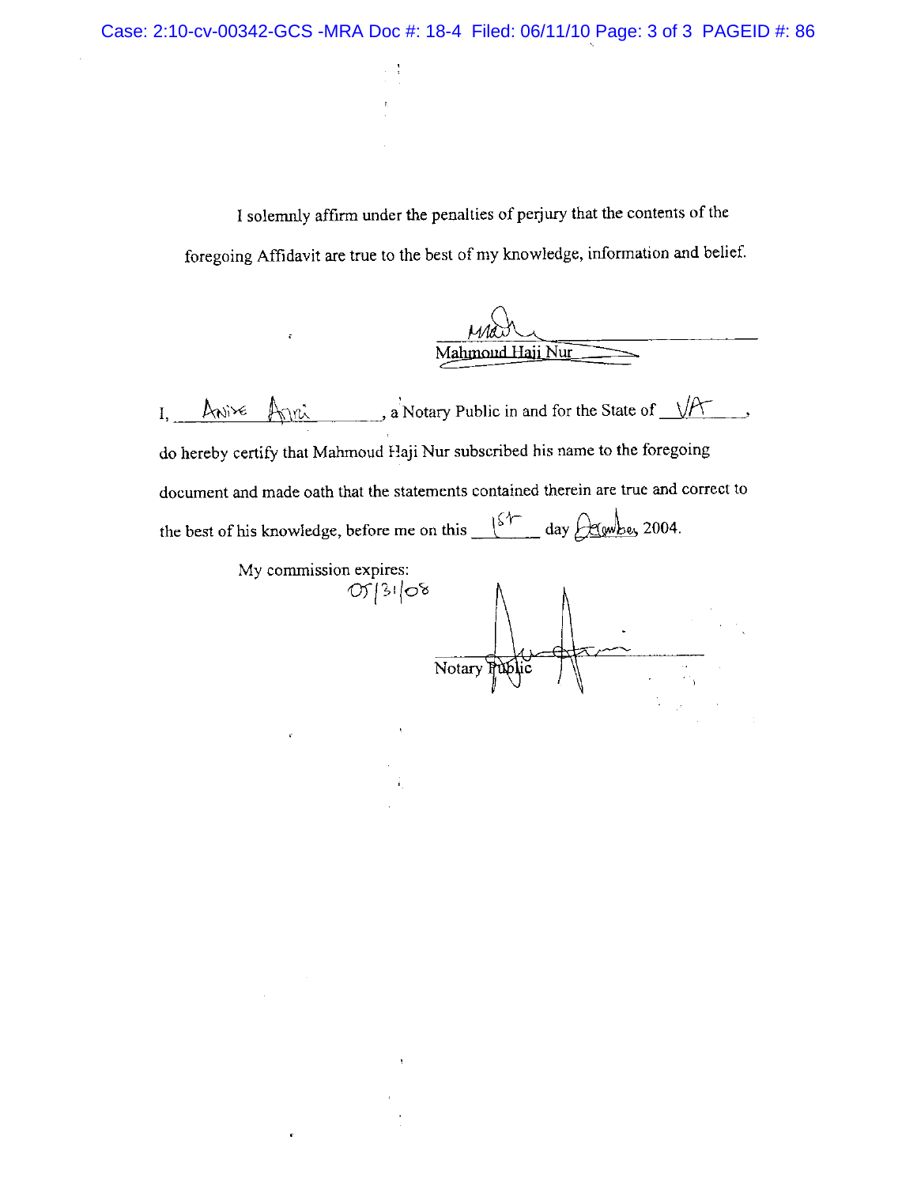I solemnly affirm under the penalties of perjury that the contents of the foregoing Affidavit are true to the best of my knowledge, information and belief.

Mahmoud Haji Nur

I, Anise Anni, a Notary Public in and for the State of VA, do hereby certify that Mahmoud Haji Nur subscribed his name to the foregoing document and made oath that the statements contained therein are true and correct to the best of his knowledge, before me on this 1st day December, 2004.

My commission expires:
05/31/08

Notary Public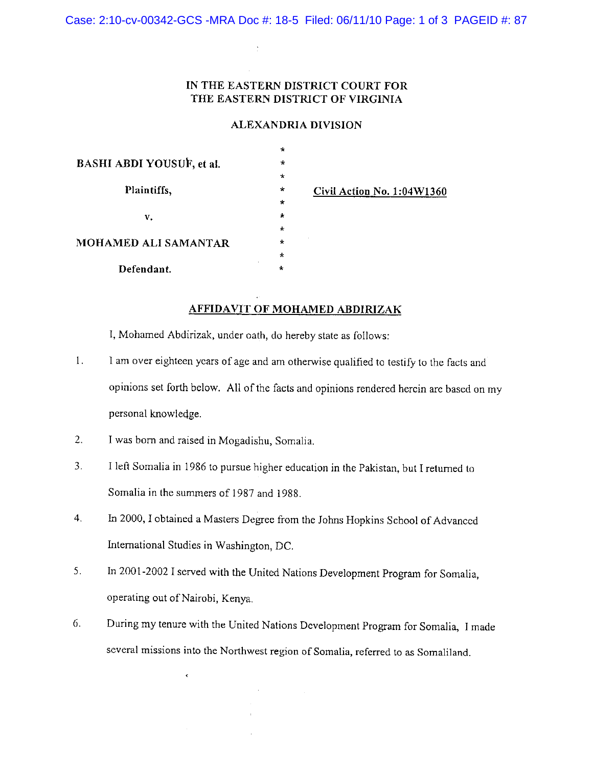# IN THE EASTERN DISTRICT COURT FOR THE EASTERN DISTRICT OF VIRGINIA

## ALEXANDRIA DIVISION

| | | |
|---|---|---|
| BASHI ABDI YOUSUF, et al. | * | |
| Plaintiffs, | * | **Civil Action No. 1:04W1360** |
| v. | * | |
| MOHAMED ALI SAMANTAR | * | |
| Defendant. | * | |

## AFFIDAVIT OF MOHAMED ABDIRIZAK

I, Mohamed Abdirizak, under oath, do hereby state as follows:

1. I am over eighteen years of age and am otherwise qualified to testify to the facts and opinions set forth below. All of the facts and opinions rendered herein are based on my personal knowledge.

2. I was born and raised in Mogadishu, Somalia.

3. I left Somalia in 1986 to pursue higher education in the Pakistan, but I returned to Somalia in the summers of 1987 and 1988.

4. In 2000, I obtained a Masters Degree from the Johns Hopkins School of Advanced International Studies in Washington, DC.

5. In 2001-2002 I served with the United Nations Development Program for Somalia, operating out of Nairobi, Kenya.

6. During my tenure with the United Nations Development Program for Somalia, I made several missions into the Northwest region of Somalia, referred to as Somaliland.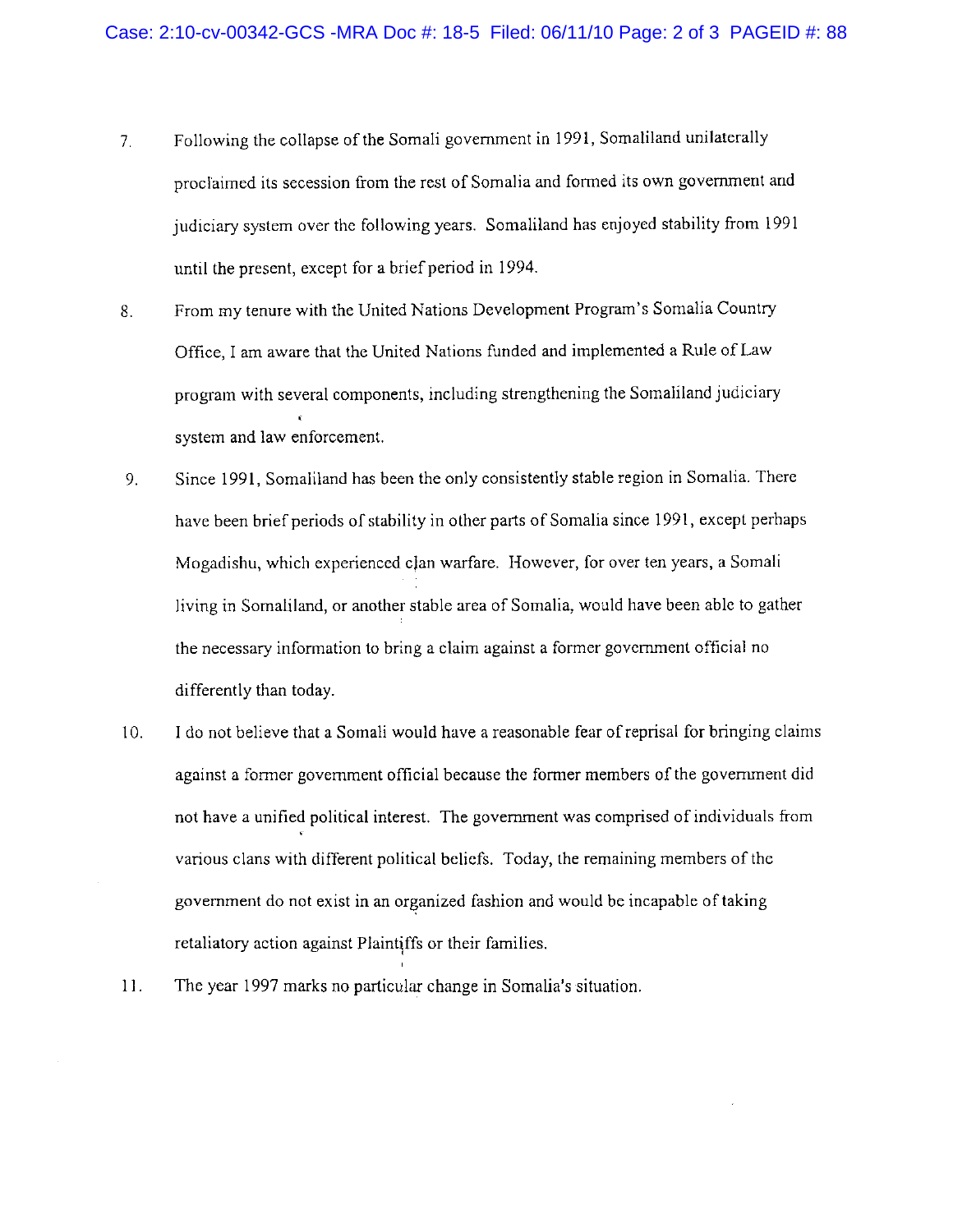7. Following the collapse of the Somali government in 1991, Somaliland unilaterally proclaimed its secession from the rest of Somalia and formed its own government and judiciary system over the following years. Somaliland has enjoyed stability from 1991 until the present, except for a brief period in 1994.

8. From my tenure with the United Nations Development Program's Somalia Country Office, I am aware that the United Nations funded and implemented a Rule of Law program with several components, including strengthening the Somaliland judiciary system and law enforcement.

9. Since 1991, Somaliland has been the only consistently stable region in Somalia. There have been brief periods of stability in other parts of Somalia since 1991, except perhaps Mogadishu, which experienced clan warfare. However, for over ten years, a Somali living in Somaliland, or another stable area of Somalia, would have been able to gather the necessary information to bring a claim against a former government official no differently than today.

10. I do not believe that a Somali would have a reasonable fear of reprisal for bringing claims against a former government official because the former members of the government did not have a unified political interest. The government was comprised of individuals from various clans with different political beliefs. Today, the remaining members of the government do not exist in an organized fashion and would be incapable of taking retaliatory action against Plaintiffs or their families.

11. The year 1997 marks no particular change in Somalia's situation.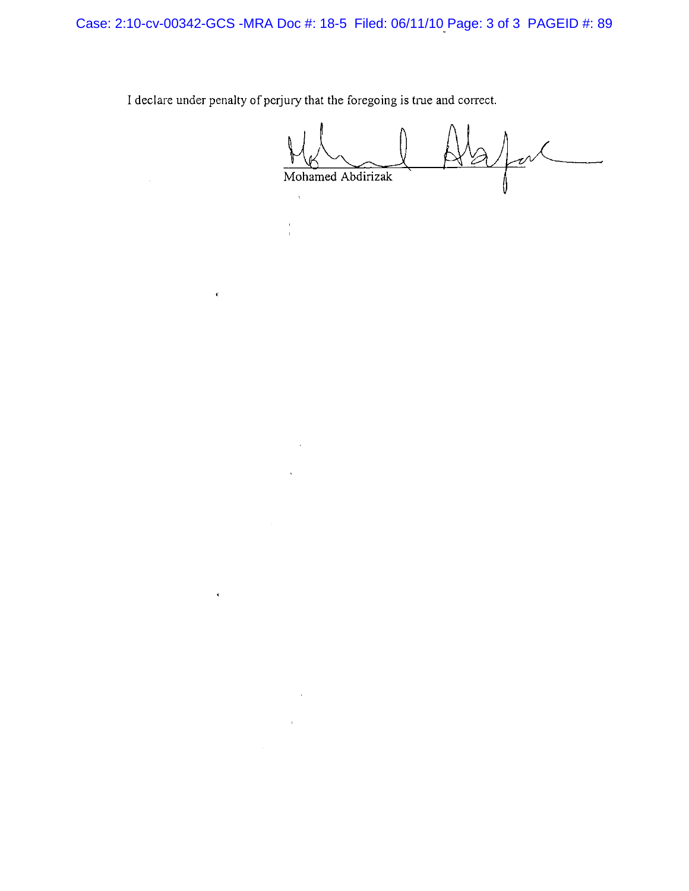I declare under penalty of perjury that the foregoing is true and correct.

Mohamed Abdirizak